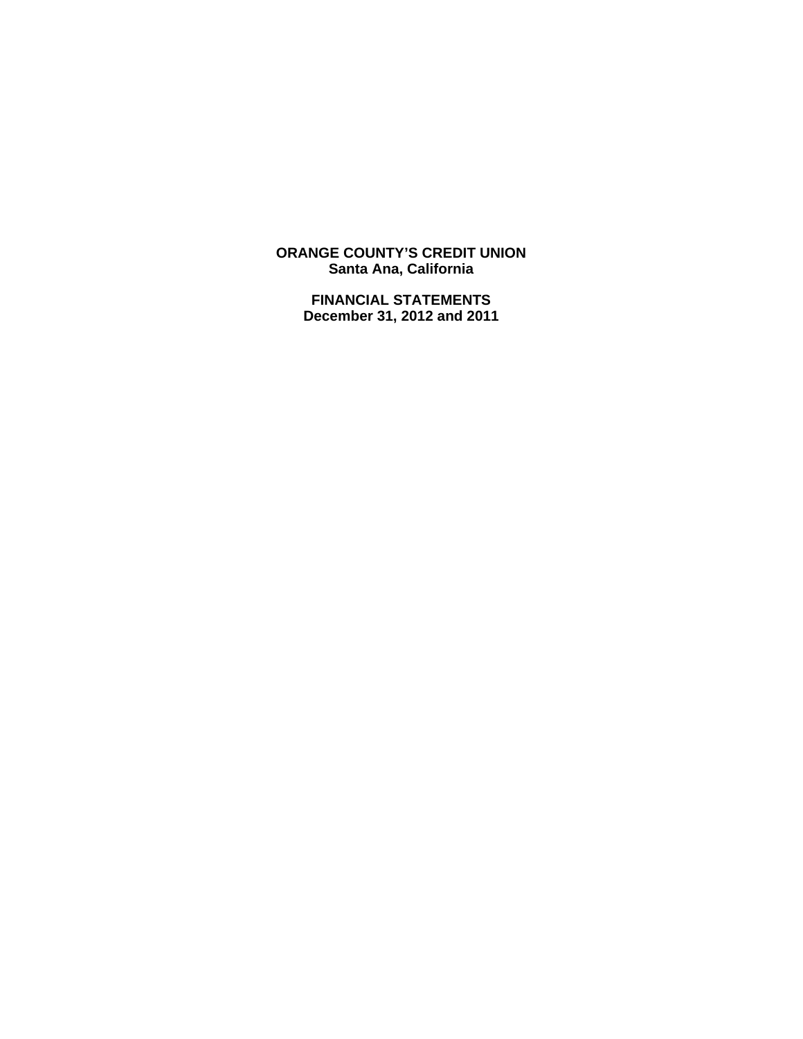**ORANGE COUNTY'S CREDIT UNION**
**Santa Ana, California**

**FINANCIAL STATEMENTS**
**December 31, 2012 and 2011**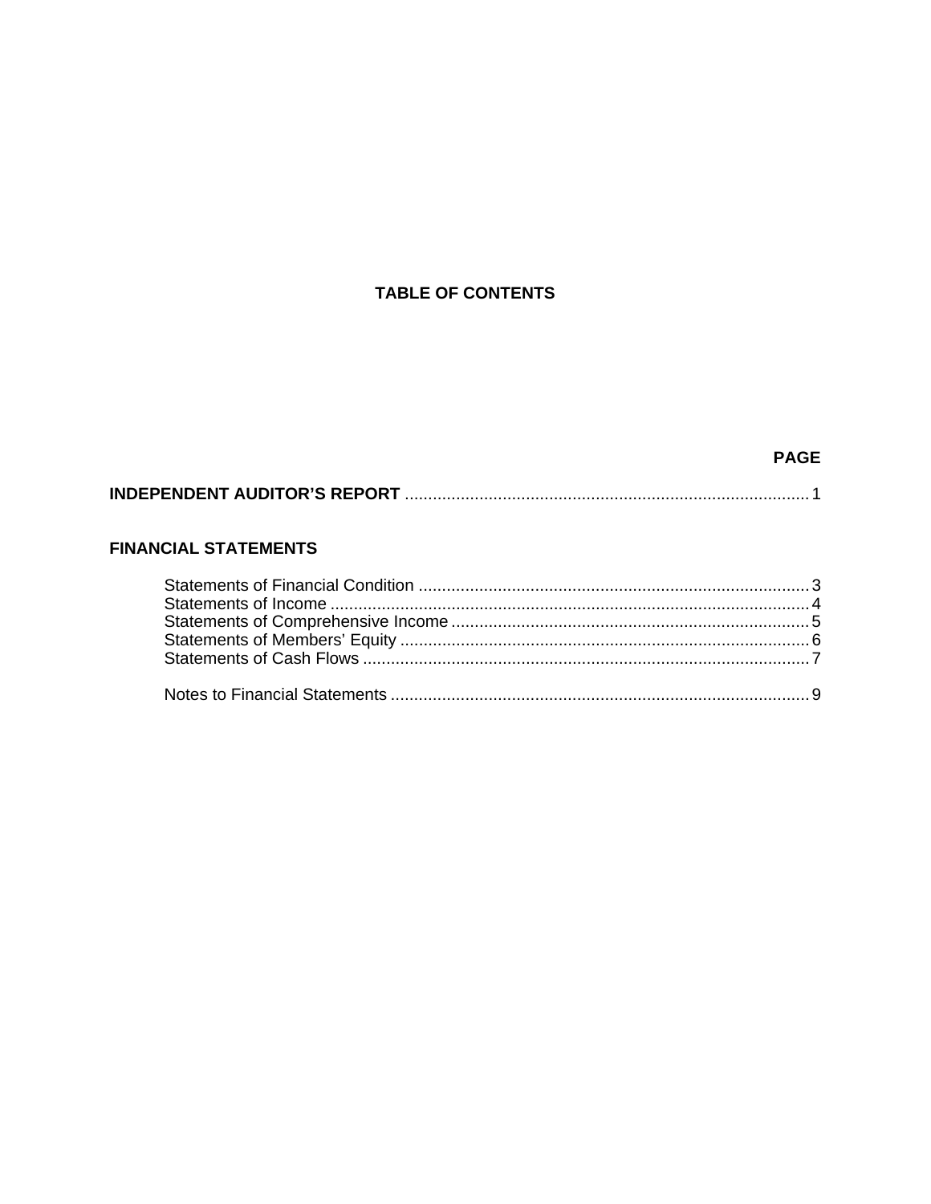# TABLE OF CONTENTS

| | PAGE |
|---|---|
| **INDEPENDENT AUDITOR'S REPORT** | 1 |
| **FINANCIAL STATEMENTS** | |
| Statements of Financial Condition | 3 |
| Statements of Income | 4 |
| Statements of Comprehensive Income | 5 |
| Statements of Members' Equity | 6 |
| Statements of Cash Flows | 7 |
| Notes to Financial Statements | 9 |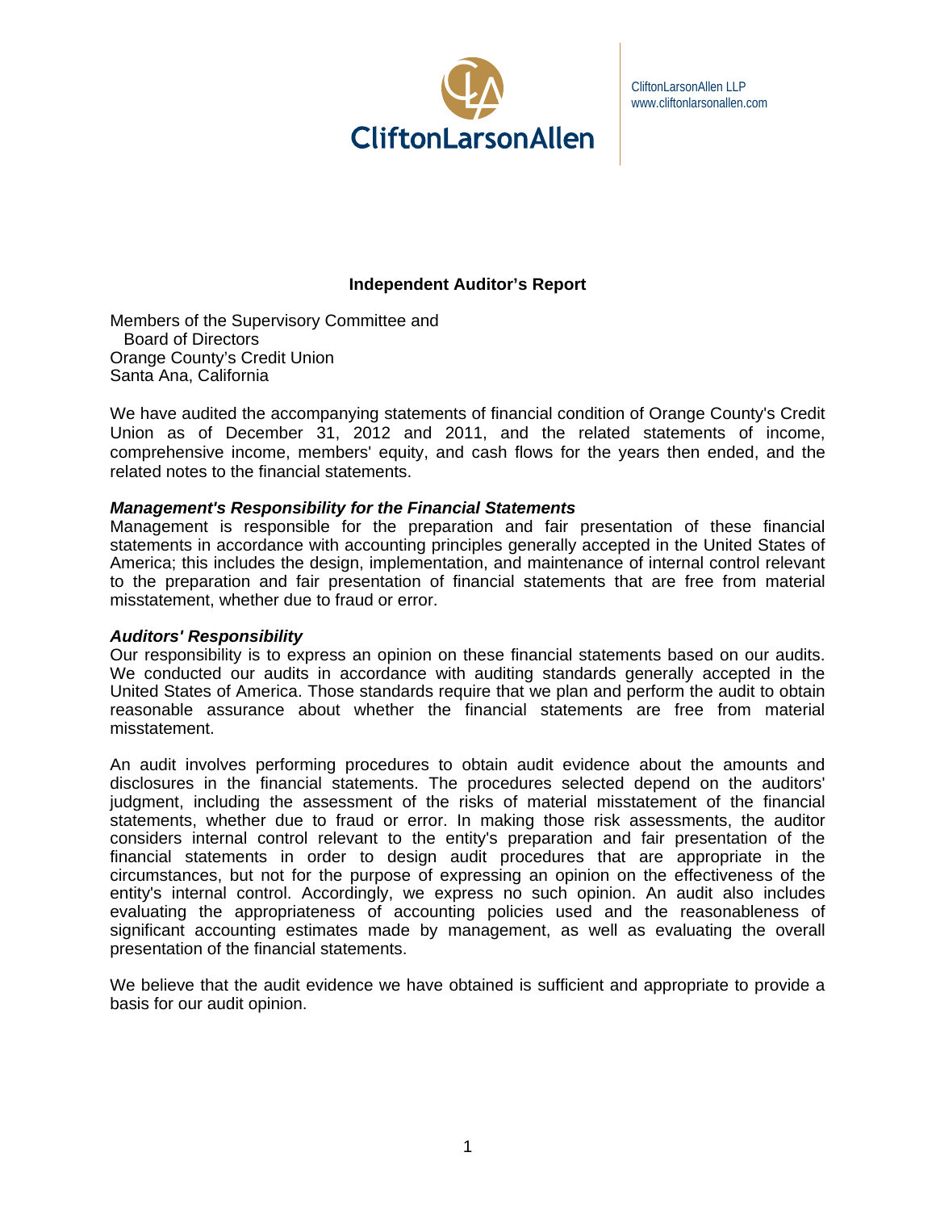CliftonLarsonAllen

CliftonLarsonAllen LLP
www.cliftonlarsonallen.com

## Independent Auditor's Report

Members of the Supervisory Committee and
Board of Directors
Orange County's Credit Union
Santa Ana, California

We have audited the accompanying statements of financial condition of Orange County's Credit Union as of December 31, 2012 and 2011, and the related statements of income, comprehensive income, members' equity, and cash flows for the years then ended, and the related notes to the financial statements.

***Management's Responsibility for the Financial Statements***

Management is responsible for the preparation and fair presentation of these financial statements in accordance with accounting principles generally accepted in the United States of America; this includes the design, implementation, and maintenance of internal control relevant to the preparation and fair presentation of financial statements that are free from material misstatement, whether due to fraud or error.

***Auditors' Responsibility***

Our responsibility is to express an opinion on these financial statements based on our audits. We conducted our audits in accordance with auditing standards generally accepted in the United States of America. Those standards require that we plan and perform the audit to obtain reasonable assurance about whether the financial statements are free from material misstatement.

An audit involves performing procedures to obtain audit evidence about the amounts and disclosures in the financial statements. The procedures selected depend on the auditors' judgment, including the assessment of the risks of material misstatement of the financial statements, whether due to fraud or error. In making those risk assessments, the auditor considers internal control relevant to the entity's preparation and fair presentation of the financial statements in order to design audit procedures that are appropriate in the circumstances, but not for the purpose of expressing an opinion on the effectiveness of the entity's internal control. Accordingly, we express no such opinion. An audit also includes evaluating the appropriateness of accounting policies used and the reasonableness of significant accounting estimates made by management, as well as evaluating the overall presentation of the financial statements.

We believe that the audit evidence we have obtained is sufficient and appropriate to provide a basis for our audit opinion.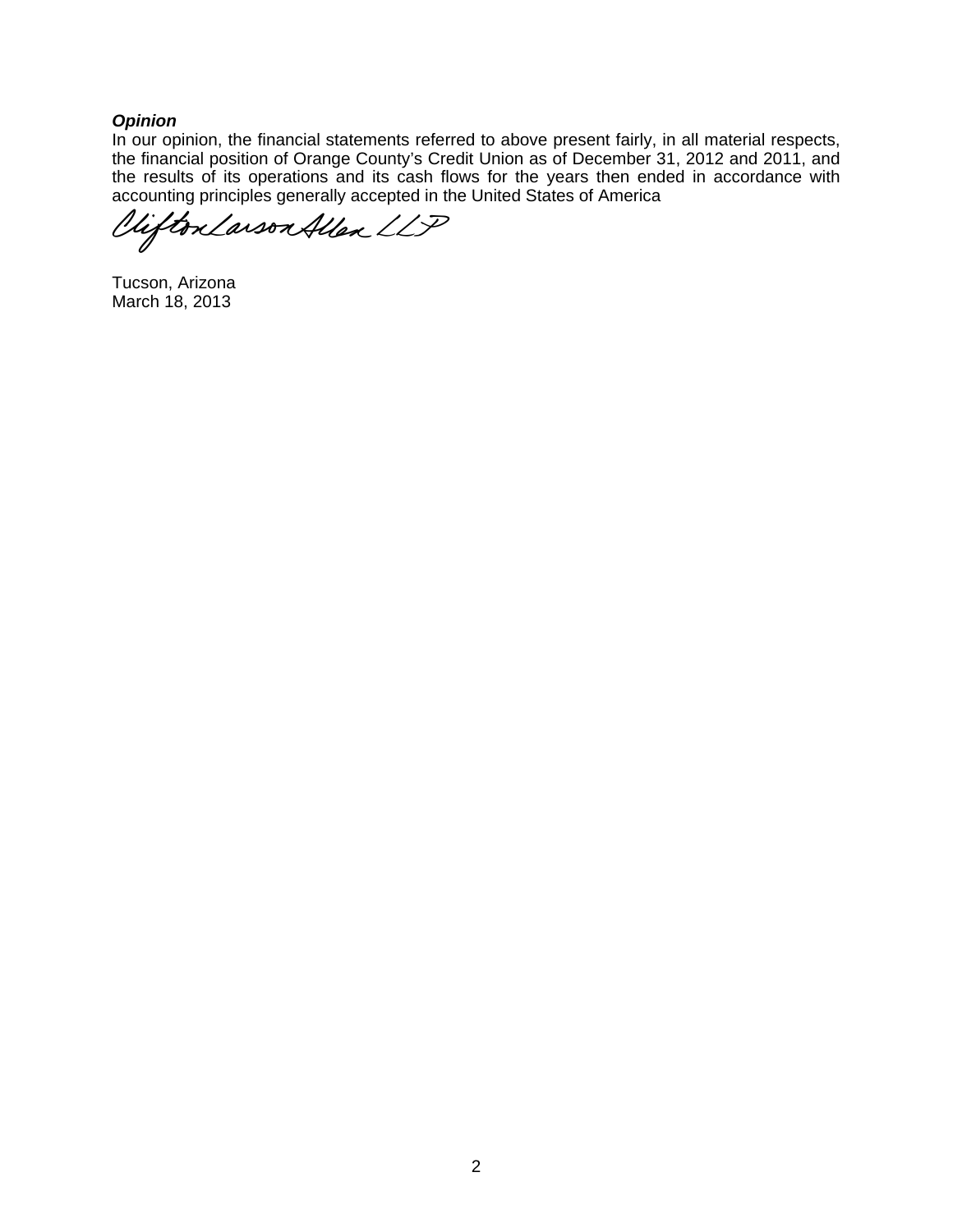***Opinion***

In our opinion, the financial statements referred to above present fairly, in all material respects, the financial position of Orange County's Credit Union as of December 31, 2012 and 2011, and the results of its operations and its cash flows for the years then ended in accordance with accounting principles generally accepted in the United States of America

CliftonLarsonAllen LLP

Tucson, Arizona
March 18, 2013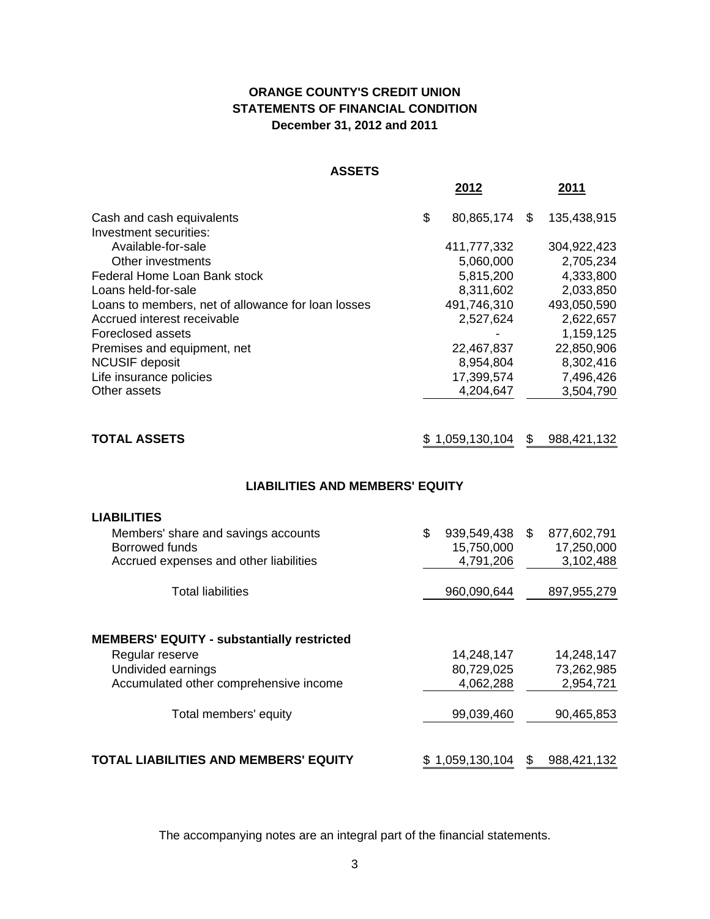# ORANGE COUNTY'S CREDIT UNION
## STATEMENTS OF FINANCIAL CONDITION
### December 31, 2012 and 2011

**ASSETS**

| | 2012 | 2011 |
|---|---|---|
| Cash and cash equivalents | $ 80,865,174 | $ 135,438,915 |
| Investment securities: | | |
| Available-for-sale | 411,777,332 | 304,922,423 |
| Other investments | 5,060,000 | 2,705,234 |
| Federal Home Loan Bank stock | 5,815,200 | 4,333,800 |
| Loans held-for-sale | 8,311,602 | 2,033,850 |
| Loans to members, net of allowance for loan losses | 491,746,310 | 493,050,590 |
| Accrued interest receivable | 2,527,624 | 2,622,657 |
| Foreclosed assets | - | 1,159,125 |
| Premises and equipment, net | 22,467,837 | 22,850,906 |
| NCUSIF deposit | 8,954,804 | 8,302,416 |
| Life insurance policies | 17,399,574 | 7,496,426 |
| Other assets | 4,204,647 | 3,504,790 |
| **TOTAL ASSETS** | $ 1,059,130,104 | $ 988,421,132 |

**LIABILITIES AND MEMBERS' EQUITY**

| | 2012 | 2011 |
|---|---|---|
| **LIABILITIES** | | |
| Members' share and savings accounts | $ 939,549,438 | $ 877,602,791 |
| Borrowed funds | 15,750,000 | 17,250,000 |
| Accrued expenses and other liabilities | 4,791,206 | 3,102,488 |
| Total liabilities | 960,090,644 | 897,955,279 |
| **MEMBERS' EQUITY - substantially restricted** | | |
| Regular reserve | 14,248,147 | 14,248,147 |
| Undivided earnings | 80,729,025 | 73,262,985 |
| Accumulated other comprehensive income | 4,062,288 | 2,954,721 |
| Total members' equity | 99,039,460 | 90,465,853 |
| **TOTAL LIABILITIES AND MEMBERS' EQUITY** | $ 1,059,130,104 | $ 988,421,132 |

The accompanying notes are an integral part of the financial statements.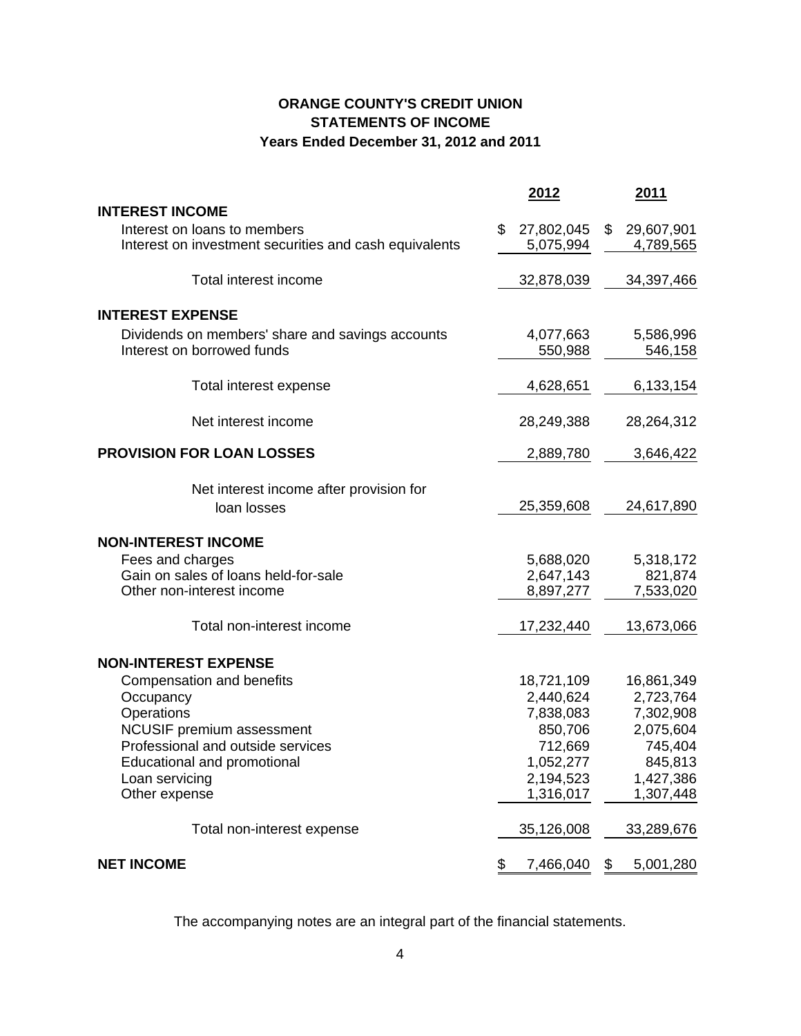# ORANGE COUNTY'S CREDIT UNION
## STATEMENTS OF INCOME
### Years Ended December 31, 2012 and 2011

| | 2012 | 2011 |
|---|---|---|
| **INTEREST INCOME** | | |
| Interest on loans to members | $ 27,802,045 | $ 29,607,901 |
| Interest on investment securities and cash equivalents | 5,075,994 | 4,789,565 |
| Total interest income | 32,878,039 | 34,397,466 |
| **INTEREST EXPENSE** | | |
| Dividends on members' share and savings accounts | 4,077,663 | 5,586,996 |
| Interest on borrowed funds | 550,988 | 546,158 |
| Total interest expense | 4,628,651 | 6,133,154 |
| Net interest income | 28,249,388 | 28,264,312 |
| **PROVISION FOR LOAN LOSSES** | 2,889,780 | 3,646,422 |
| Net interest income after provision for loan losses | 25,359,608 | 24,617,890 |
| **NON-INTEREST INCOME** | | |
| Fees and charges | 5,688,020 | 5,318,172 |
| Gain on sales of loans held-for-sale | 2,647,143 | 821,874 |
| Other non-interest income | 8,897,277 | 7,533,020 |
| Total non-interest income | 17,232,440 | 13,673,066 |
| **NON-INTEREST EXPENSE** | | |
| Compensation and benefits | 18,721,109 | 16,861,349 |
| Occupancy | 2,440,624 | 2,723,764 |
| Operations | 7,838,083 | 7,302,908 |
| NCUSIF premium assessment | 850,706 | 2,075,604 |
| Professional and outside services | 712,669 | 745,404 |
| Educational and promotional | 1,052,277 | 845,813 |
| Loan servicing | 2,194,523 | 1,427,386 |
| Other expense | 1,316,017 | 1,307,448 |
| Total non-interest expense | 35,126,008 | 33,289,676 |
| **NET INCOME** | $ 7,466,040 | $ 5,001,280 |

The accompanying notes are an integral part of the financial statements.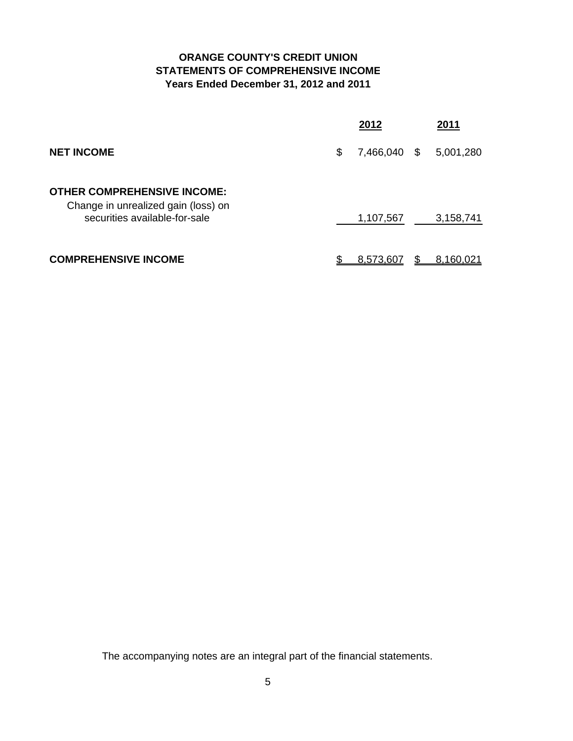# ORANGE COUNTY'S CREDIT UNION
## STATEMENTS OF COMPREHENSIVE INCOME
### Years Ended December 31, 2012 and 2011

| | 2012 | 2011 |
|---|---|---|
| **NET INCOME** | $ 7,466,040 | $ 5,001,280 |
| **OTHER COMPREHENSIVE INCOME:** | | |
| Change in unrealized gain (loss) on securities available-for-sale | 1,107,567 | 3,158,741 |
| **COMPREHENSIVE INCOME** | $ 8,573,607 | $ 8,160,021 |

The accompanying notes are an integral part of the financial statements.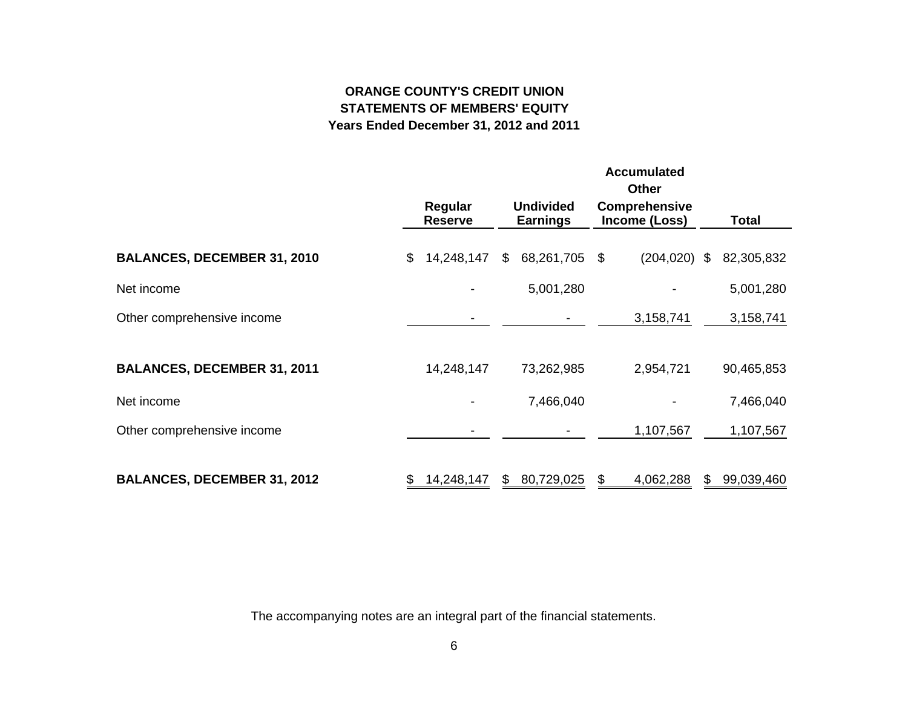# ORANGE COUNTY'S CREDIT UNION
## STATEMENTS OF MEMBERS' EQUITY
### Years Ended December 31, 2012 and 2011

| | Regular Reserve | Undivided Earnings | Accumulated Other Comprehensive Income (Loss) | Total |
|---|---|---|---|---|
| **BALANCES, DECEMBER 31, 2010** | $ 14,248,147 | $ 68,261,705 | $ (204,020) | $ 82,305,832 |
| Net income | - | 5,001,280 | - | 5,001,280 |
| Other comprehensive income | - | - | 3,158,741 | 3,158,741 |
| **BALANCES, DECEMBER 31, 2011** | 14,248,147 | 73,262,985 | 2,954,721 | 90,465,853 |
| Net income | - | 7,466,040 | - | 7,466,040 |
| Other comprehensive income | - | - | 1,107,567 | 1,107,567 |
| **BALANCES, DECEMBER 31, 2012** | $ 14,248,147 | $ 80,729,025 | $ 4,062,288 | $ 99,039,460 |

The accompanying notes are an integral part of the financial statements.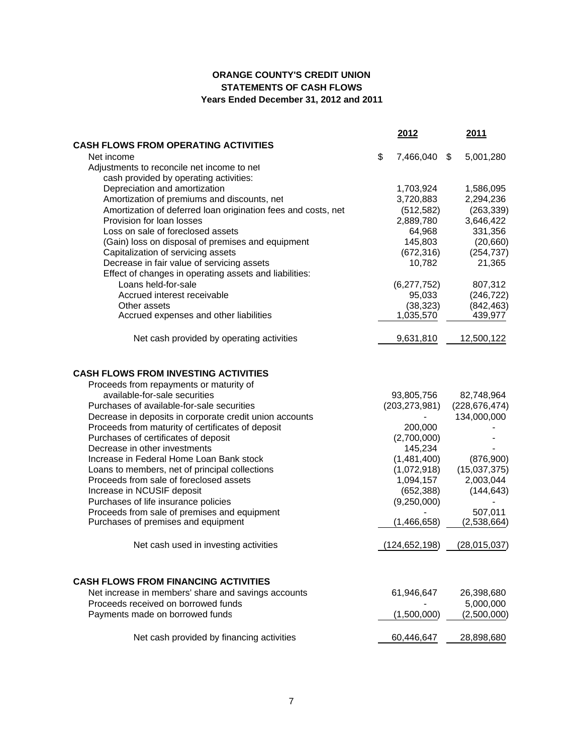**ORANGE COUNTY'S CREDIT UNION**
**STATEMENTS OF CASH FLOWS**
**Years Ended December 31, 2012 and 2011**

| | 2012 | 2011 |
|---|---|---|
| **CASH FLOWS FROM OPERATING ACTIVITIES** | | |
| Net income | $ 7,466,040 | $ 5,001,280 |
| Adjustments to reconcile net income to net cash provided by operating activities: | | |
| Depreciation and amortization | 1,703,924 | 1,586,095 |
| Amortization of premiums and discounts, net | 3,720,883 | 2,294,236 |
| Amortization of deferred loan origination fees and costs, net | (512,582) | (263,339) |
| Provision for loan losses | 2,889,780 | 3,646,422 |
| Loss on sale of foreclosed assets | 64,968 | 331,356 |
| (Gain) loss on disposal of premises and equipment | 145,803 | (20,660) |
| Capitalization of servicing assets | (672,316) | (254,737) |
| Decrease in fair value of servicing assets | 10,782 | 21,365 |
| Effect of changes in operating assets and liabilities: | | |
| Loans held-for-sale | (6,277,752) | 807,312 |
| Accrued interest receivable | 95,033 | (246,722) |
| Other assets | (38,323) | (842,463) |
| Accrued expenses and other liabilities | 1,035,570 | 439,977 |
| Net cash provided by operating activities | 9,631,810 | 12,500,122 |
| **CASH FLOWS FROM INVESTING ACTIVITIES** | | |
| Proceeds from repayments or maturity of available-for-sale securities | 93,805,756 | 82,748,964 |
| Purchases of available-for-sale securities | (203,273,981) | (228,676,474) |
| Decrease in deposits in corporate credit union accounts | - | 134,000,000 |
| Proceeds from maturity of certificates of deposit | 200,000 | - |
| Purchases of certificates of deposit | (2,700,000) | - |
| Decrease in other investments | 145,234 | - |
| Increase in Federal Home Loan Bank stock | (1,481,400) | (876,900) |
| Loans to members, net of principal collections | (1,072,918) | (15,037,375) |
| Proceeds from sale of foreclosed assets | 1,094,157 | 2,003,044 |
| Increase in NCUSIF deposit | (652,388) | (144,643) |
| Purchases of life insurance policies | (9,250,000) | - |
| Proceeds from sale of premises and equipment | - | 507,011 |
| Purchases of premises and equipment | (1,466,658) | (2,538,664) |
| Net cash used in investing activities | (124,652,198) | (28,015,037) |
| **CASH FLOWS FROM FINANCING ACTIVITIES** | | |
| Net increase in members' share and savings accounts | 61,946,647 | 26,398,680 |
| Proceeds received on borrowed funds | - | 5,000,000 |
| Payments made on borrowed funds | (1,500,000) | (2,500,000) |
| Net cash provided by financing activities | 60,446,647 | 28,898,680 |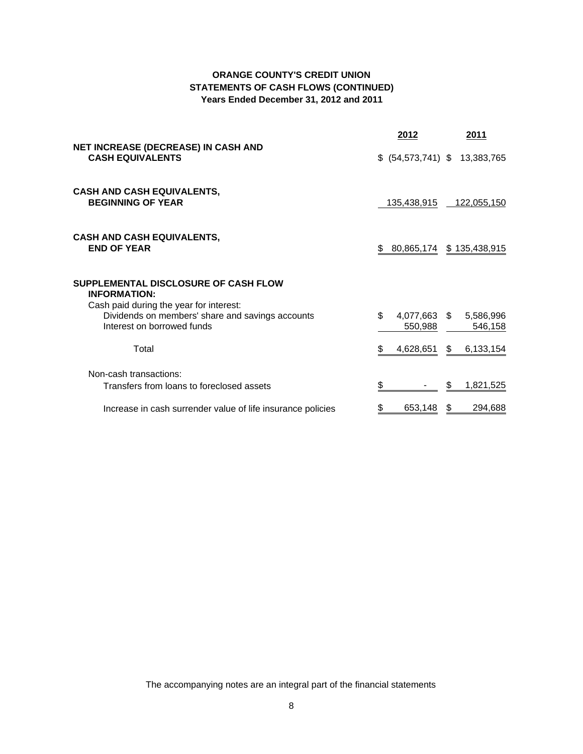# ORANGE COUNTY'S CREDIT UNION
## STATEMENTS OF CASH FLOWS (CONTINUED)
### Years Ended December 31, 2012 and 2011

| | 2012 | 2011 |
|---|---|---|
| **NET INCREASE (DECREASE) IN CASH AND CASH EQUIVALENTS** | $ (54,573,741) | $ 13,383,765 |
| **CASH AND CASH EQUIVALENTS, BEGINNING OF YEAR** | 135,438,915 | 122,055,150 |
| **CASH AND CASH EQUIVALENTS, END OF YEAR** | $ 80,865,174 | $ 135,438,915 |
| **SUPPLEMENTAL DISCLOSURE OF CASH FLOW INFORMATION:** | | |
| Cash paid during the year for interest: | | |
| Dividends on members' share and savings accounts | $ 4,077,663 | $ 5,586,996 |
| Interest on borrowed funds | 550,988 | 546,158 |
| Total | $ 4,628,651 | $ 6,133,154 |
| Non-cash transactions: | | |
| Transfers from loans to foreclosed assets | $ - | $ 1,821,525 |
| Increase in cash surrender value of life insurance policies | $ 653,148 | $ 294,688 |

The accompanying notes are an integral part of the financial statements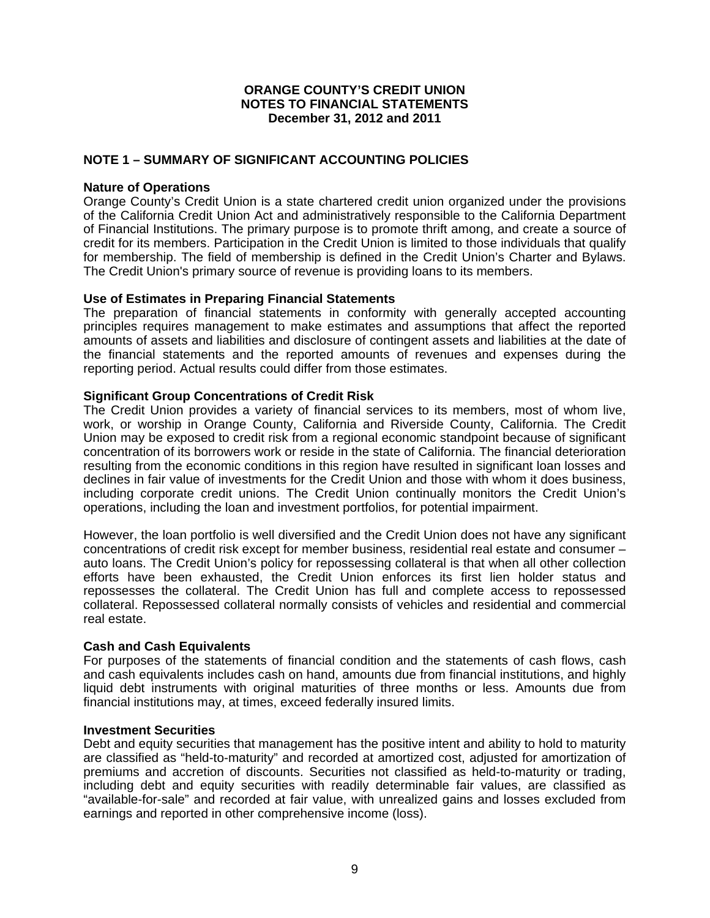**ORANGE COUNTY'S CREDIT UNION**
**NOTES TO FINANCIAL STATEMENTS**
**December 31, 2012 and 2011**

## NOTE 1 – SUMMARY OF SIGNIFICANT ACCOUNTING POLICIES

### Nature of Operations

Orange County's Credit Union is a state chartered credit union organized under the provisions of the California Credit Union Act and administratively responsible to the California Department of Financial Institutions. The primary purpose is to promote thrift among, and create a source of credit for its members. Participation in the Credit Union is limited to those individuals that qualify for membership. The field of membership is defined in the Credit Union's Charter and Bylaws. The Credit Union's primary source of revenue is providing loans to its members.

### Use of Estimates in Preparing Financial Statements

The preparation of financial statements in conformity with generally accepted accounting principles requires management to make estimates and assumptions that affect the reported amounts of assets and liabilities and disclosure of contingent assets and liabilities at the date of the financial statements and the reported amounts of revenues and expenses during the reporting period. Actual results could differ from those estimates.

### Significant Group Concentrations of Credit Risk

The Credit Union provides a variety of financial services to its members, most of whom live, work, or worship in Orange County, California and Riverside County, California. The Credit Union may be exposed to credit risk from a regional economic standpoint because of significant concentration of its borrowers work or reside in the state of California. The financial deterioration resulting from the economic conditions in this region have resulted in significant loan losses and declines in fair value of investments for the Credit Union and those with whom it does business, including corporate credit unions. The Credit Union continually monitors the Credit Union's operations, including the loan and investment portfolios, for potential impairment.

However, the loan portfolio is well diversified and the Credit Union does not have any significant concentrations of credit risk except for member business, residential real estate and consumer – auto loans. The Credit Union's policy for repossessing collateral is that when all other collection efforts have been exhausted, the Credit Union enforces its first lien holder status and repossesses the collateral. The Credit Union has full and complete access to repossessed collateral. Repossessed collateral normally consists of vehicles and residential and commercial real estate.

### Cash and Cash Equivalents

For purposes of the statements of financial condition and the statements of cash flows, cash and cash equivalents includes cash on hand, amounts due from financial institutions, and highly liquid debt instruments with original maturities of three months or less. Amounts due from financial institutions may, at times, exceed federally insured limits.

### Investment Securities

Debt and equity securities that management has the positive intent and ability to hold to maturity are classified as "held-to-maturity" and recorded at amortized cost, adjusted for amortization of premiums and accretion of discounts. Securities not classified as held-to-maturity or trading, including debt and equity securities with readily determinable fair values, are classified as "available-for-sale" and recorded at fair value, with unrealized gains and losses excluded from earnings and reported in other comprehensive income (loss).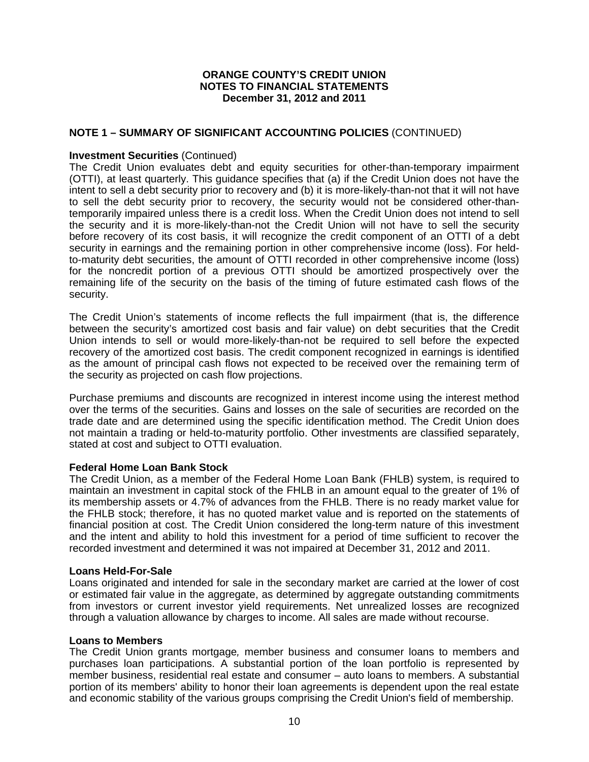**ORANGE COUNTY'S CREDIT UNION**
**NOTES TO FINANCIAL STATEMENTS**
**December 31, 2012 and 2011**

## NOTE 1 – SUMMARY OF SIGNIFICANT ACCOUNTING POLICIES (CONTINUED)

**Investment Securities** (Continued)
The Credit Union evaluates debt and equity securities for other-than-temporary impairment (OTTI), at least quarterly. This guidance specifies that (a) if the Credit Union does not have the intent to sell a debt security prior to recovery and (b) it is more-likely-than-not that it will not have to sell the debt security prior to recovery, the security would not be considered other-than-temporarily impaired unless there is a credit loss. When the Credit Union does not intend to sell the security and it is more-likely-than-not the Credit Union will not have to sell the security before recovery of its cost basis, it will recognize the credit component of an OTTI of a debt security in earnings and the remaining portion in other comprehensive income (loss). For held-to-maturity debt securities, the amount of OTTI recorded in other comprehensive income (loss) for the noncredit portion of a previous OTTI should be amortized prospectively over the remaining life of the security on the basis of the timing of future estimated cash flows of the security.

The Credit Union's statements of income reflects the full impairment (that is, the difference between the security's amortized cost basis and fair value) on debt securities that the Credit Union intends to sell or would more-likely-than-not be required to sell before the expected recovery of the amortized cost basis. The credit component recognized in earnings is identified as the amount of principal cash flows not expected to be received over the remaining term of the security as projected on cash flow projections.

Purchase premiums and discounts are recognized in interest income using the interest method over the terms of the securities. Gains and losses on the sale of securities are recorded on the trade date and are determined using the specific identification method. The Credit Union does not maintain a trading or held-to-maturity portfolio. Other investments are classified separately, stated at cost and subject to OTTI evaluation.

**Federal Home Loan Bank Stock**
The Credit Union, as a member of the Federal Home Loan Bank (FHLB) system, is required to maintain an investment in capital stock of the FHLB in an amount equal to the greater of 1% of its membership assets or 4.7% of advances from the FHLB. There is no ready market value for the FHLB stock; therefore, it has no quoted market value and is reported on the statements of financial position at cost. The Credit Union considered the long-term nature of this investment and the intent and ability to hold this investment for a period of time sufficient to recover the recorded investment and determined it was not impaired at December 31, 2012 and 2011.

**Loans Held-For-Sale**
Loans originated and intended for sale in the secondary market are carried at the lower of cost or estimated fair value in the aggregate, as determined by aggregate outstanding commitments from investors or current investor yield requirements. Net unrealized losses are recognized through a valuation allowance by charges to income. All sales are made without recourse.

**Loans to Members**
The Credit Union grants mortgage*,* member business and consumer loans to members and purchases loan participations. A substantial portion of the loan portfolio is represented by member business, residential real estate and consumer – auto loans to members. A substantial portion of its members' ability to honor their loan agreements is dependent upon the real estate and economic stability of the various groups comprising the Credit Union's field of membership.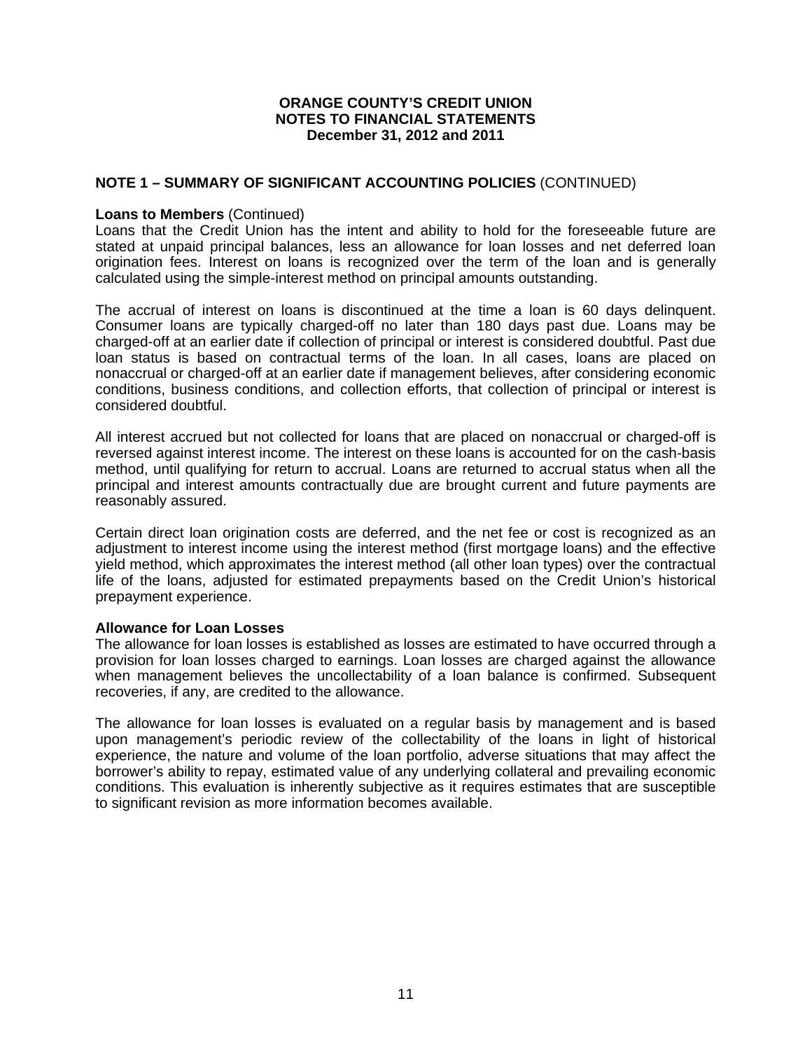## NOTE 1 – SUMMARY OF SIGNIFICANT ACCOUNTING POLICIES (CONTINUED)

**Loans to Members** (Continued)
Loans that the Credit Union has the intent and ability to hold for the foreseeable future are stated at unpaid principal balances, less an allowance for loan losses and net deferred loan origination fees. Interest on loans is recognized over the term of the loan and is generally calculated using the simple-interest method on principal amounts outstanding.

The accrual of interest on loans is discontinued at the time a loan is 60 days delinquent. Consumer loans are typically charged-off no later than 180 days past due. Loans may be charged-off at an earlier date if collection of principal or interest is considered doubtful. Past due loan status is based on contractual terms of the loan. In all cases, loans are placed on nonaccrual or charged-off at an earlier date if management believes, after considering economic conditions, business conditions, and collection efforts, that collection of principal or interest is considered doubtful.

All interest accrued but not collected for loans that are placed on nonaccrual or charged-off is reversed against interest income. The interest on these loans is accounted for on the cash-basis method, until qualifying for return to accrual. Loans are returned to accrual status when all the principal and interest amounts contractually due are brought current and future payments are reasonably assured.

Certain direct loan origination costs are deferred, and the net fee or cost is recognized as an adjustment to interest income using the interest method (first mortgage loans) and the effective yield method, which approximates the interest method (all other loan types) over the contractual life of the loans, adjusted for estimated prepayments based on the Credit Union's historical prepayment experience.

**Allowance for Loan Losses**
The allowance for loan losses is established as losses are estimated to have occurred through a provision for loan losses charged to earnings. Loan losses are charged against the allowance when management believes the uncollectability of a loan balance is confirmed. Subsequent recoveries, if any, are credited to the allowance.

The allowance for loan losses is evaluated on a regular basis by management and is based upon management's periodic review of the collectability of the loans in light of historical experience, the nature and volume of the loan portfolio, adverse situations that may affect the borrower's ability to repay, estimated value of any underlying collateral and prevailing economic conditions. This evaluation is inherently subjective as it requires estimates that are susceptible to significant revision as more information becomes available.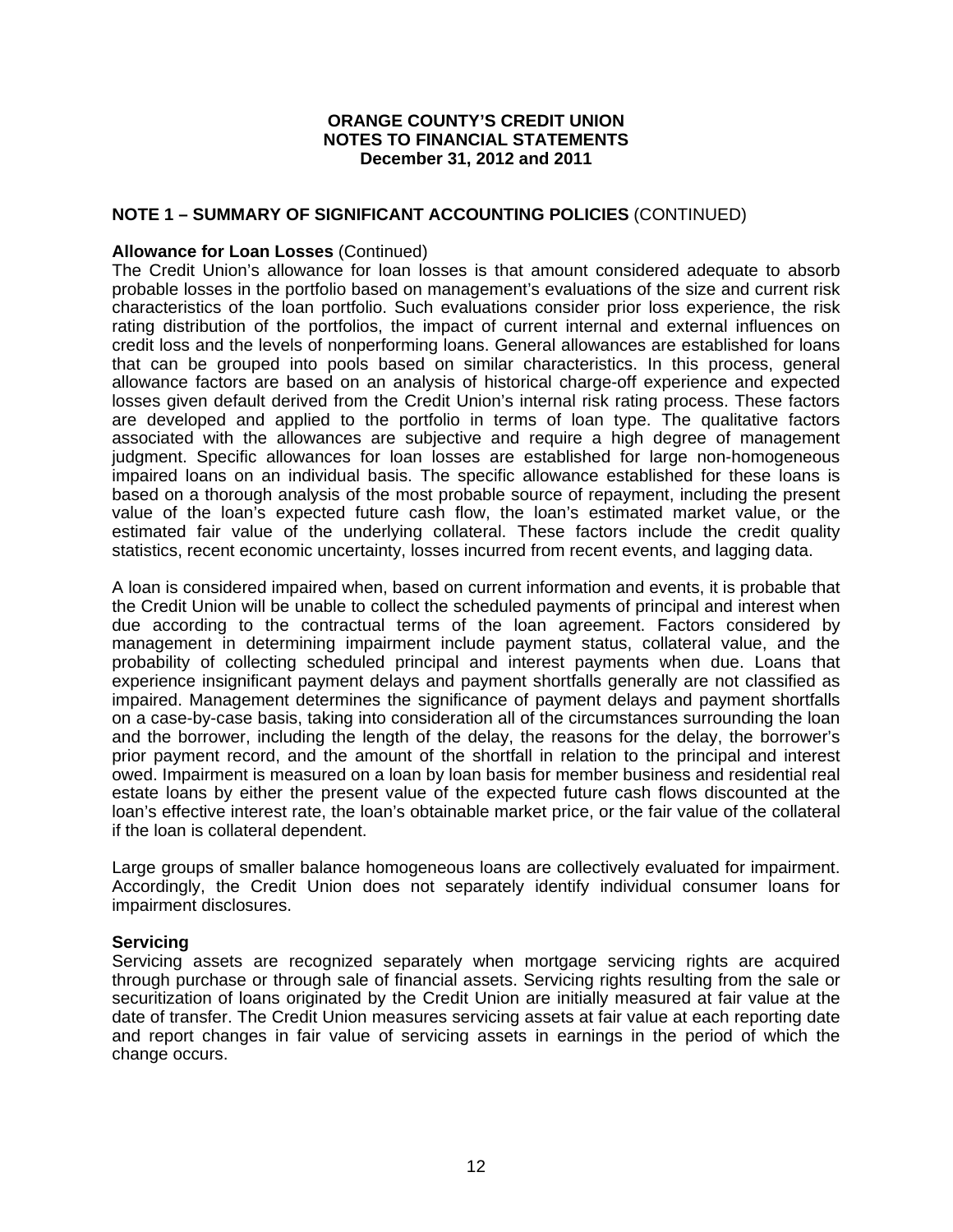# ORANGE COUNTY'S CREDIT UNION
# NOTES TO FINANCIAL STATEMENTS
# December 31, 2012 and 2011

## NOTE 1 – SUMMARY OF SIGNIFICANT ACCOUNTING POLICIES (CONTINUED)

**Allowance for Loan Losses** (Continued)

The Credit Union's allowance for loan losses is that amount considered adequate to absorb probable losses in the portfolio based on management's evaluations of the size and current risk characteristics of the loan portfolio. Such evaluations consider prior loss experience, the risk rating distribution of the portfolios, the impact of current internal and external influences on credit loss and the levels of nonperforming loans. General allowances are established for loans that can be grouped into pools based on similar characteristics. In this process, general allowance factors are based on an analysis of historical charge-off experience and expected losses given default derived from the Credit Union's internal risk rating process. These factors are developed and applied to the portfolio in terms of loan type. The qualitative factors associated with the allowances are subjective and require a high degree of management judgment. Specific allowances for loan losses are established for large non-homogeneous impaired loans on an individual basis. The specific allowance established for these loans is based on a thorough analysis of the most probable source of repayment, including the present value of the loan's expected future cash flow, the loan's estimated market value, or the estimated fair value of the underlying collateral. These factors include the credit quality statistics, recent economic uncertainty, losses incurred from recent events, and lagging data.

A loan is considered impaired when, based on current information and events, it is probable that the Credit Union will be unable to collect the scheduled payments of principal and interest when due according to the contractual terms of the loan agreement. Factors considered by management in determining impairment include payment status, collateral value, and the probability of collecting scheduled principal and interest payments when due. Loans that experience insignificant payment delays and payment shortfalls generally are not classified as impaired. Management determines the significance of payment delays and payment shortfalls on a case-by-case basis, taking into consideration all of the circumstances surrounding the loan and the borrower, including the length of the delay, the reasons for the delay, the borrower's prior payment record, and the amount of the shortfall in relation to the principal and interest owed. Impairment is measured on a loan by loan basis for member business and residential real estate loans by either the present value of the expected future cash flows discounted at the loan's effective interest rate, the loan's obtainable market price, or the fair value of the collateral if the loan is collateral dependent.

Large groups of smaller balance homogeneous loans are collectively evaluated for impairment. Accordingly, the Credit Union does not separately identify individual consumer loans for impairment disclosures.

**Servicing**

Servicing assets are recognized separately when mortgage servicing rights are acquired through purchase or through sale of financial assets. Servicing rights resulting from the sale or securitization of loans originated by the Credit Union are initially measured at fair value at the date of transfer. The Credit Union measures servicing assets at fair value at each reporting date and report changes in fair value of servicing assets in earnings in the period of which the change occurs.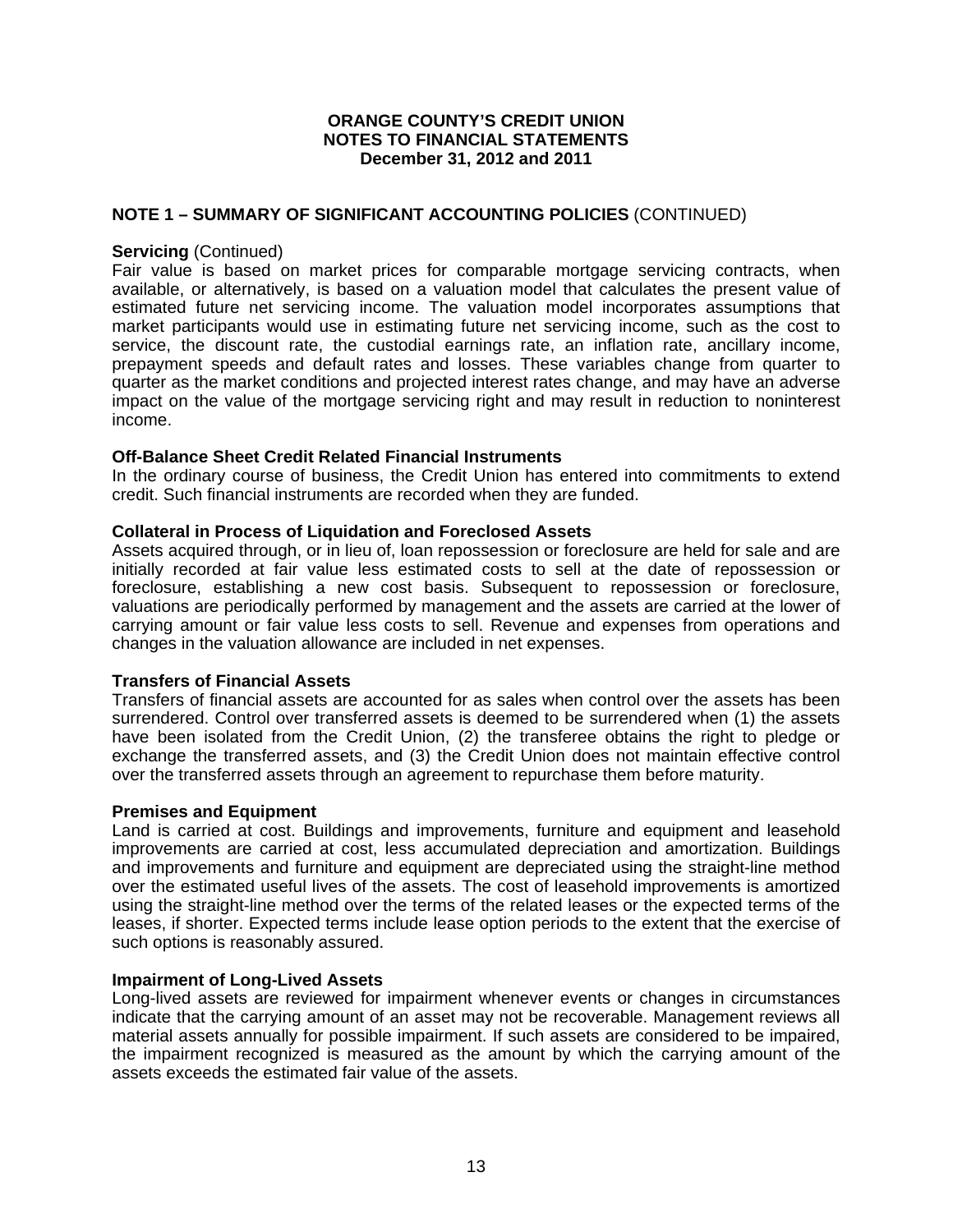**ORANGE COUNTY'S CREDIT UNION**
**NOTES TO FINANCIAL STATEMENTS**
**December 31, 2012 and 2011**

## NOTE 1 – SUMMARY OF SIGNIFICANT ACCOUNTING POLICIES (CONTINUED)

**Servicing** (Continued)
Fair value is based on market prices for comparable mortgage servicing contracts, when available, or alternatively, is based on a valuation model that calculates the present value of estimated future net servicing income. The valuation model incorporates assumptions that market participants would use in estimating future net servicing income, such as the cost to service, the discount rate, the custodial earnings rate, an inflation rate, ancillary income, prepayment speeds and default rates and losses. These variables change from quarter to quarter as the market conditions and projected interest rates change, and may have an adverse impact on the value of the mortgage servicing right and may result in reduction to noninterest income.

**Off-Balance Sheet Credit Related Financial Instruments**
In the ordinary course of business, the Credit Union has entered into commitments to extend credit. Such financial instruments are recorded when they are funded.

**Collateral in Process of Liquidation and Foreclosed Assets**
Assets acquired through, or in lieu of, loan repossession or foreclosure are held for sale and are initially recorded at fair value less estimated costs to sell at the date of repossession or foreclosure, establishing a new cost basis. Subsequent to repossession or foreclosure, valuations are periodically performed by management and the assets are carried at the lower of carrying amount or fair value less costs to sell. Revenue and expenses from operations and changes in the valuation allowance are included in net expenses.

**Transfers of Financial Assets**
Transfers of financial assets are accounted for as sales when control over the assets has been surrendered. Control over transferred assets is deemed to be surrendered when (1) the assets have been isolated from the Credit Union, (2) the transferee obtains the right to pledge or exchange the transferred assets, and (3) the Credit Union does not maintain effective control over the transferred assets through an agreement to repurchase them before maturity.

**Premises and Equipment**
Land is carried at cost. Buildings and improvements, furniture and equipment and leasehold improvements are carried at cost, less accumulated depreciation and amortization. Buildings and improvements and furniture and equipment are depreciated using the straight-line method over the estimated useful lives of the assets. The cost of leasehold improvements is amortized using the straight-line method over the terms of the related leases or the expected terms of the leases, if shorter. Expected terms include lease option periods to the extent that the exercise of such options is reasonably assured.

**Impairment of Long-Lived Assets**
Long-lived assets are reviewed for impairment whenever events or changes in circumstances indicate that the carrying amount of an asset may not be recoverable. Management reviews all material assets annually for possible impairment. If such assets are considered to be impaired, the impairment recognized is measured as the amount by which the carrying amount of the assets exceeds the estimated fair value of the assets.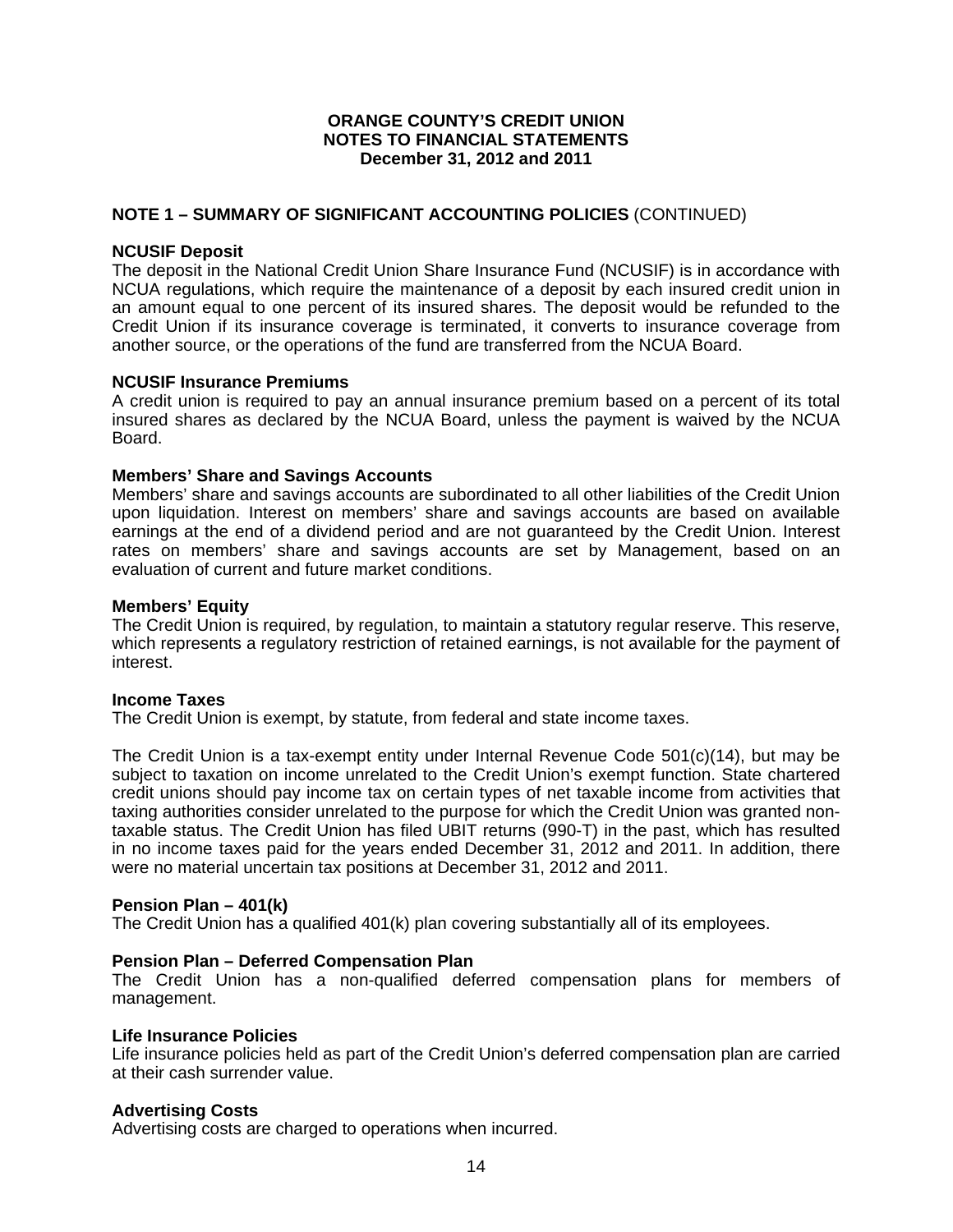**ORANGE COUNTY'S CREDIT UNION**
**NOTES TO FINANCIAL STATEMENTS**
**December 31, 2012 and 2011**

## NOTE 1 – SUMMARY OF SIGNIFICANT ACCOUNTING POLICIES (CONTINUED)

### NCUSIF Deposit

The deposit in the National Credit Union Share Insurance Fund (NCUSIF) is in accordance with NCUA regulations, which require the maintenance of a deposit by each insured credit union in an amount equal to one percent of its insured shares. The deposit would be refunded to the Credit Union if its insurance coverage is terminated, it converts to insurance coverage from another source, or the operations of the fund are transferred from the NCUA Board.

### NCUSIF Insurance Premiums

A credit union is required to pay an annual insurance premium based on a percent of its total insured shares as declared by the NCUA Board, unless the payment is waived by the NCUA Board.

### Members' Share and Savings Accounts

Members' share and savings accounts are subordinated to all other liabilities of the Credit Union upon liquidation. Interest on members' share and savings accounts are based on available earnings at the end of a dividend period and are not guaranteed by the Credit Union. Interest rates on members' share and savings accounts are set by Management, based on an evaluation of current and future market conditions.

### Members' Equity

The Credit Union is required, by regulation, to maintain a statutory regular reserve. This reserve, which represents a regulatory restriction of retained earnings, is not available for the payment of interest.

### Income Taxes

The Credit Union is exempt, by statute, from federal and state income taxes.

The Credit Union is a tax-exempt entity under Internal Revenue Code 501(c)(14), but may be subject to taxation on income unrelated to the Credit Union's exempt function. State chartered credit unions should pay income tax on certain types of net taxable income from activities that taxing authorities consider unrelated to the purpose for which the Credit Union was granted non-taxable status. The Credit Union has filed UBIT returns (990-T) in the past, which has resulted in no income taxes paid for the years ended December 31, 2012 and 2011. In addition, there were no material uncertain tax positions at December 31, 2012 and 2011.

### Pension Plan – 401(k)

The Credit Union has a qualified 401(k) plan covering substantially all of its employees.

### Pension Plan – Deferred Compensation Plan

The Credit Union has a non-qualified deferred compensation plans for members of management.

### Life Insurance Policies

Life insurance policies held as part of the Credit Union's deferred compensation plan are carried at their cash surrender value.

### Advertising Costs

Advertising costs are charged to operations when incurred.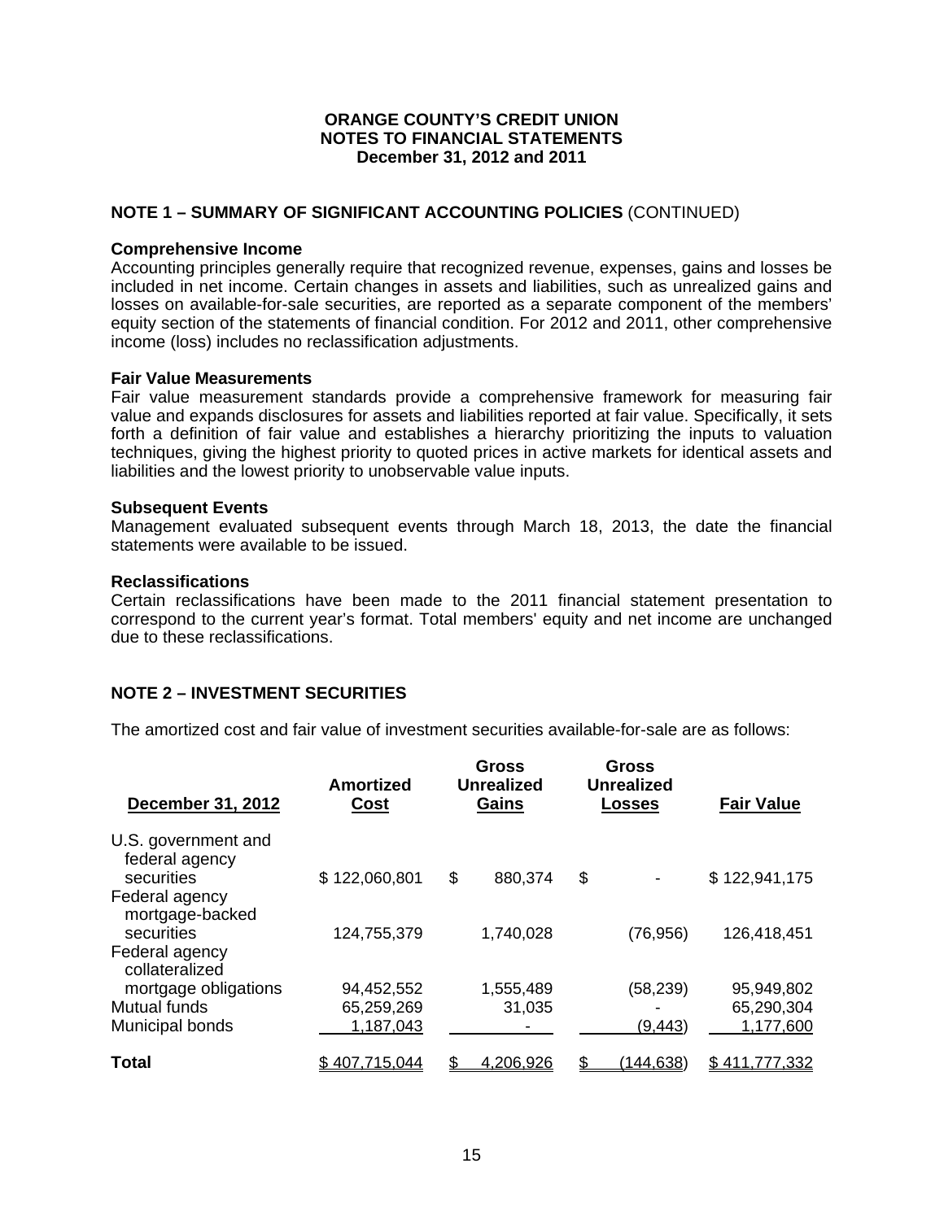**ORANGE COUNTY'S CREDIT UNION**
**NOTES TO FINANCIAL STATEMENTS**
**December 31, 2012 and 2011**

## NOTE 1 – SUMMARY OF SIGNIFICANT ACCOUNTING POLICIES (CONTINUED)

**Comprehensive Income**
Accounting principles generally require that recognized revenue, expenses, gains and losses be included in net income. Certain changes in assets and liabilities, such as unrealized gains and losses on available-for-sale securities, are reported as a separate component of the members' equity section of the statements of financial condition. For 2012 and 2011, other comprehensive income (loss) includes no reclassification adjustments.

**Fair Value Measurements**
Fair value measurement standards provide a comprehensive framework for measuring fair value and expands disclosures for assets and liabilities reported at fair value. Specifically, it sets forth a definition of fair value and establishes a hierarchy prioritizing the inputs to valuation techniques, giving the highest priority to quoted prices in active markets for identical assets and liabilities and the lowest priority to unobservable value inputs.

**Subsequent Events**
Management evaluated subsequent events through March 18, 2013, the date the financial statements were available to be issued.

**Reclassifications**
Certain reclassifications have been made to the 2011 financial statement presentation to correspond to the current year's format. Total members' equity and net income are unchanged due to these reclassifications.

## NOTE 2 – INVESTMENT SECURITIES

The amortized cost and fair value of investment securities available-for-sale are as follows:

| December 31, 2012 | Amortized Cost | Gross Unrealized Gains | Gross Unrealized Losses | Fair Value |
|---|---|---|---|---|
| U.S. government and federal agency securities | $ 122,060,801 | $ 880,374 | $ - | $ 122,941,175 |
| Federal agency mortgage-backed securities | 124,755,379 | 1,740,028 | (76,956) | 126,418,451 |
| Federal agency collateralized mortgage obligations | 94,452,552 | 1,555,489 | (58,239) | 95,949,802 |
| Mutual funds | 65,259,269 | 31,035 | - | 65,290,304 |
| Municipal bonds | 1,187,043 | - | (9,443) | 1,177,600 |
| **Total** | $ 407,715,044 | $ 4,206,926 | $ (144,638) | $ 411,777,332 |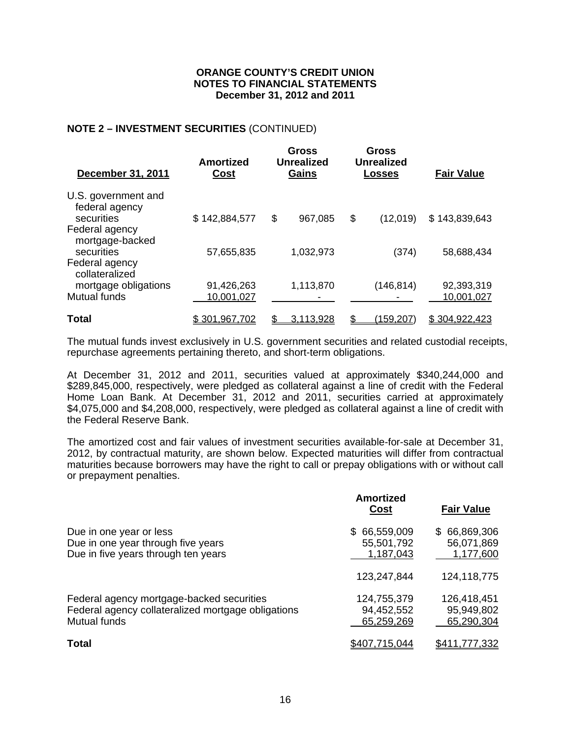**ORANGE COUNTY'S CREDIT UNION**
**NOTES TO FINANCIAL STATEMENTS**
**December 31, 2012 and 2011**

## NOTE 2 – INVESTMENT SECURITIES (CONTINUED)

| December 31, 2011 | Amortized Cost | Gross Unrealized Gains | Gross Unrealized Losses | Fair Value |
|---|---|---|---|---|
| U.S. government and federal agency securities | $ 142,884,577 | $ 967,085 | $ (12,019) | $ 143,839,643 |
| Federal agency mortgage-backed securities | 57,655,835 | 1,032,973 | (374) | 58,688,434 |
| Federal agency collateralized mortgage obligations | 91,426,263 | 1,113,870 | (146,814) | 92,393,319 |
| Mutual funds | 10,001,027 | - | - | 10,001,027 |
| **Total** | $ 301,967,702 | $ 3,113,928 | $ (159,207) | $ 304,922,423 |

The mutual funds invest exclusively in U.S. government securities and related custodial receipts, repurchase agreements pertaining thereto, and short-term obligations.

At December 31, 2012 and 2011, securities valued at approximately $340,244,000 and $289,845,000, respectively, were pledged as collateral against a line of credit with the Federal Home Loan Bank. At December 31, 2012 and 2011, securities carried at approximately $4,075,000 and $4,208,000, respectively, were pledged as collateral against a line of credit with the Federal Reserve Bank.

The amortized cost and fair values of investment securities available-for-sale at December 31, 2012, by contractual maturity, are shown below. Expected maturities will differ from contractual maturities because borrowers may have the right to call or prepay obligations with or without call or prepayment penalties.

| | Amortized Cost | Fair Value |
|---|---|---|
| Due in one year or less | $ 66,559,009 | $ 66,869,306 |
| Due in one year through five years | 55,501,792 | 56,071,869 |
| Due in five years through ten years | 1,187,043 | 1,177,600 |
| | 123,247,844 | 124,118,775 |
| Federal agency mortgage-backed securities | 124,755,379 | 126,418,451 |
| Federal agency collateralized mortgage obligations | 94,452,552 | 95,949,802 |
| Mutual funds | 65,259,269 | 65,290,304 |
| **Total** | $407,715,044 | $411,777,332 |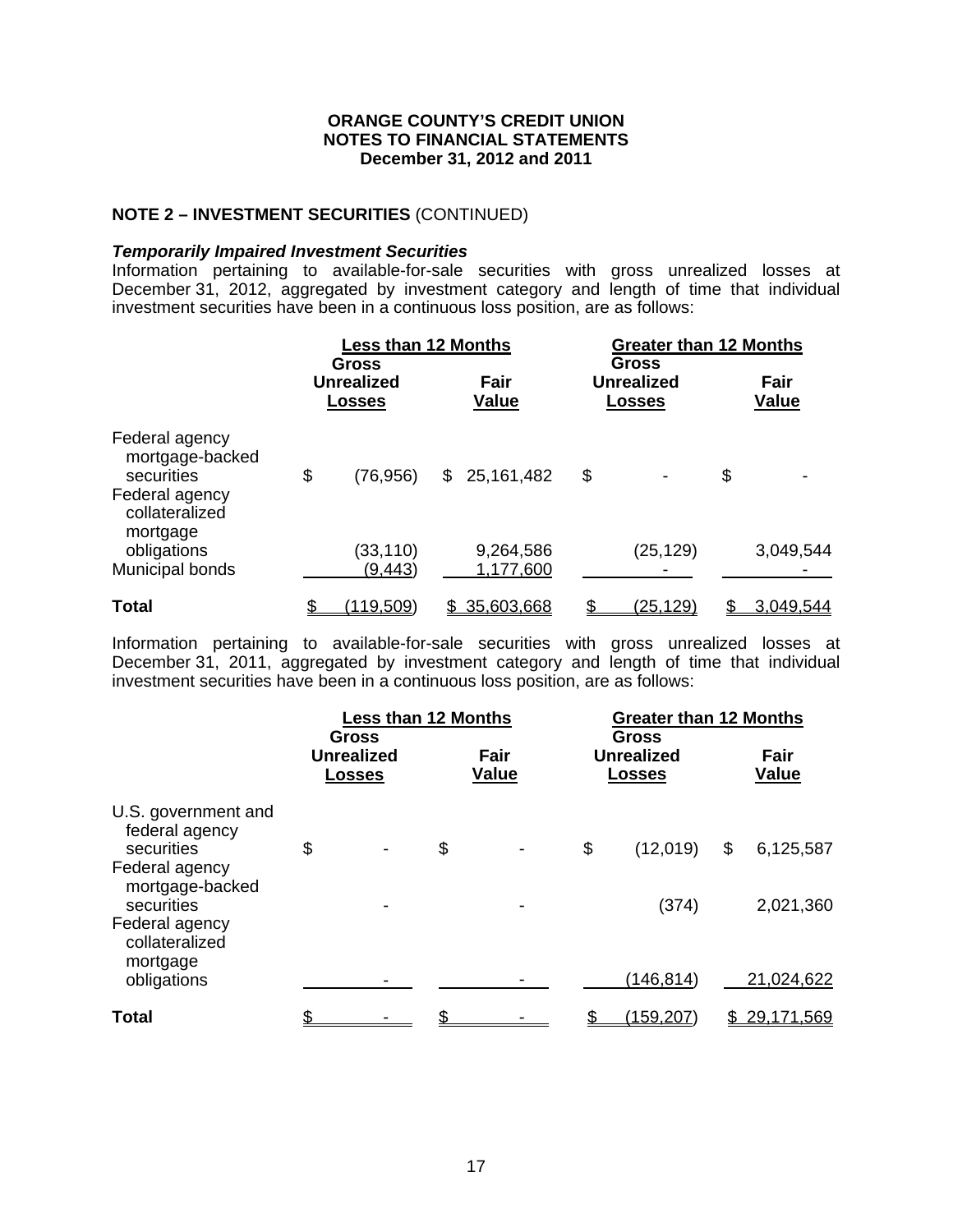**NOTE 2 – INVESTMENT SECURITIES** (CONTINUED)

***Temporarily Impaired Investment Securities***

Information pertaining to available-for-sale securities with gross unrealized losses at December 31, 2012, aggregated by investment category and length of time that individual investment securities have been in a continuous loss position, are as follows:

| | Less than 12 Months | | Greater than 12 Months | |
|---|---|---|---|---|
| | Gross Unrealized Losses | Fair Value | Gross Unrealized Losses | Fair Value |
| Federal agency mortgage-backed securities | $ (76,956) | $ 25,161,482 | $ - | $ - |
| Federal agency collateralized mortgage obligations | (33,110) | 9,264,586 | (25,129) | 3,049,544 |
| Municipal bonds | (9,443) | 1,177,600 | - | - |
| **Total** | $ (119,509) | $ 35,603,668 | $ (25,129) | $ 3,049,544 |

Information pertaining to available-for-sale securities with gross unrealized losses at December 31, 2011, aggregated by investment category and length of time that individual investment securities have been in a continuous loss position, are as follows:

| | Less than 12 Months | | Greater than 12 Months | |
|---|---|---|---|---|
| | Gross Unrealized Losses | Fair Value | Gross Unrealized Losses | Fair Value |
| U.S. government and federal agency securities | $ - | $ - | $ (12,019) | $ 6,125,587 |
| Federal agency mortgage-backed securities | - | - | (374) | 2,021,360 |
| Federal agency collateralized mortgage obligations | - | - | (146,814) | 21,024,622 |
| **Total** | $ - | $ - | $ (159,207) | $ 29,171,569 |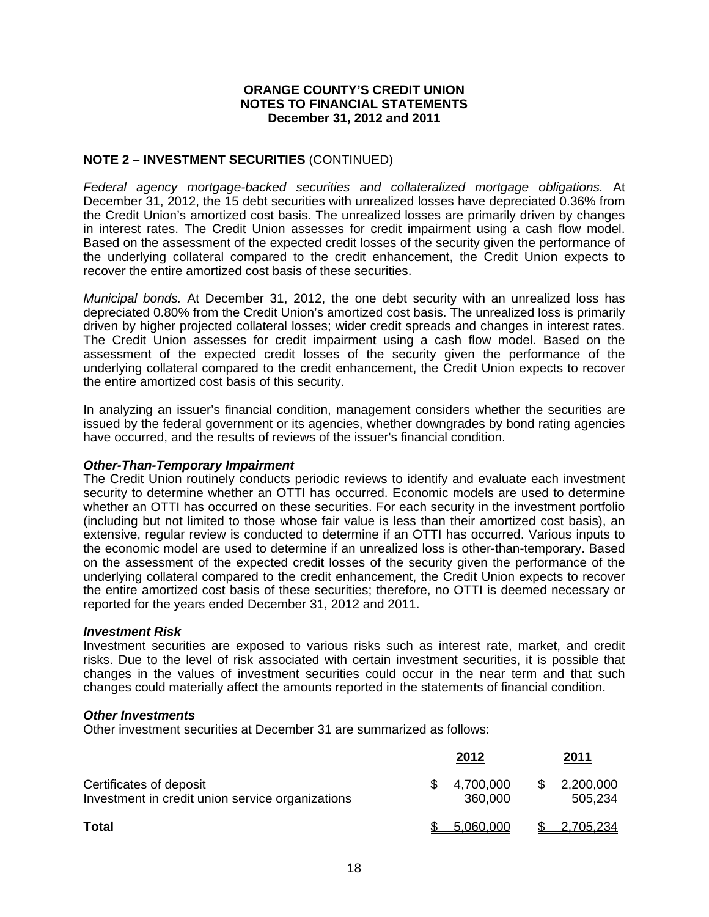**ORANGE COUNTY'S CREDIT UNION**
**NOTES TO FINANCIAL STATEMENTS**
**December 31, 2012 and 2011**

## NOTE 2 – INVESTMENT SECURITIES (CONTINUED)

*Federal agency mortgage-backed securities and collateralized mortgage obligations.* At December 31, 2012, the 15 debt securities with unrealized losses have depreciated 0.36% from the Credit Union's amortized cost basis. The unrealized losses are primarily driven by changes in interest rates. The Credit Union assesses for credit impairment using a cash flow model. Based on the assessment of the expected credit losses of the security given the performance of the underlying collateral compared to the credit enhancement, the Credit Union expects to recover the entire amortized cost basis of these securities.

*Municipal bonds.* At December 31, 2012, the one debt security with an unrealized loss has depreciated 0.80% from the Credit Union's amortized cost basis. The unrealized loss is primarily driven by higher projected collateral losses; wider credit spreads and changes in interest rates. The Credit Union assesses for credit impairment using a cash flow model. Based on the assessment of the expected credit losses of the security given the performance of the underlying collateral compared to the credit enhancement, the Credit Union expects to recover the entire amortized cost basis of this security.

In analyzing an issuer's financial condition, management considers whether the securities are issued by the federal government or its agencies, whether downgrades by bond rating agencies have occurred, and the results of reviews of the issuer's financial condition.

### *Other-Than-Temporary Impairment*

The Credit Union routinely conducts periodic reviews to identify and evaluate each investment security to determine whether an OTTI has occurred. Economic models are used to determine whether an OTTI has occurred on these securities. For each security in the investment portfolio (including but not limited to those whose fair value is less than their amortized cost basis), an extensive, regular review is conducted to determine if an OTTI has occurred. Various inputs to the economic model are used to determine if an unrealized loss is other-than-temporary. Based on the assessment of the expected credit losses of the security given the performance of the underlying collateral compared to the credit enhancement, the Credit Union expects to recover the entire amortized cost basis of these securities; therefore, no OTTI is deemed necessary or reported for the years ended December 31, 2012 and 2011.

### *Investment Risk*

Investment securities are exposed to various risks such as interest rate, market, and credit risks. Due to the level of risk associated with certain investment securities, it is possible that changes in the values of investment securities could occur in the near term and that such changes could materially affect the amounts reported in the statements of financial condition.

### *Other Investments*

Other investment securities at December 31 are summarized as follows:

| | 2012 | 2011 |
|---|---|---|
| Certificates of deposit | $ 4,700,000 | $ 2,200,000 |
| Investment in credit union service organizations | 360,000 | 505,234 |
| **Total** | $ 5,060,000 | $ 2,705,234 |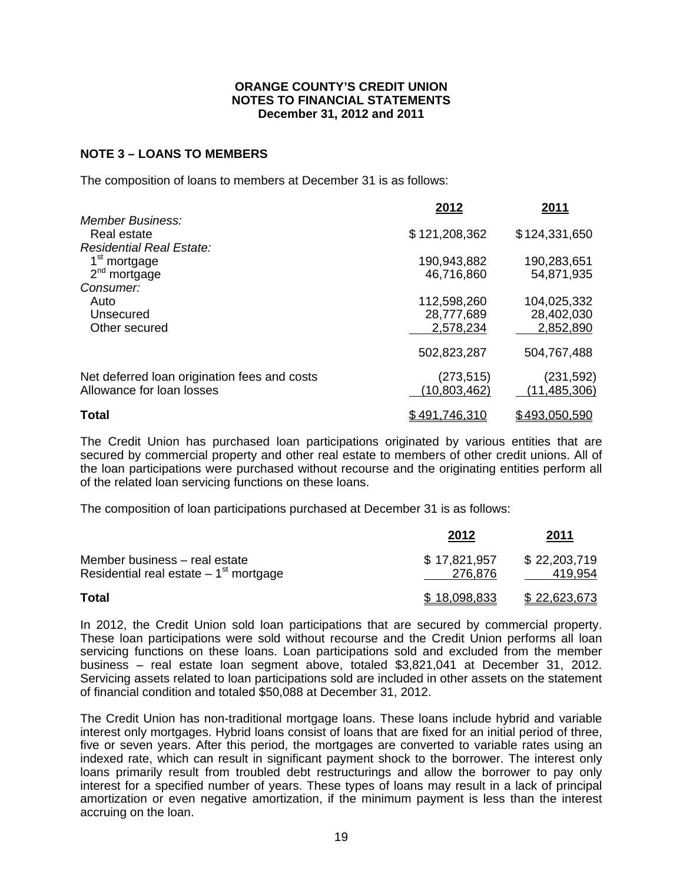**ORANGE COUNTY'S CREDIT UNION**
**NOTES TO FINANCIAL STATEMENTS**
**December 31, 2012 and 2011**

## NOTE 3 – LOANS TO MEMBERS

The composition of loans to members at December 31 is as follows:

| | 2012 | 2011 |
|---|---|---|
| *Member Business:* | | |
| Real estate | $ 121,208,362 | $ 124,331,650 |
| *Residential Real Estate:* | | |
| 1st mortgage | 190,943,882 | 190,283,651 |
| 2nd mortgage | 46,716,860 | 54,871,935 |
| *Consumer:* | | |
| Auto | 112,598,260 | 104,025,332 |
| Unsecured | 28,777,689 | 28,402,030 |
| Other secured | 2,578,234 | 2,852,890 |
| | 502,823,287 | 504,767,488 |
| Net deferred loan origination fees and costs | (273,515) | (231,592) |
| Allowance for loan losses | (10,803,462) | (11,485,306) |
| **Total** | $ 491,746,310 | $ 493,050,590 |

The Credit Union has purchased loan participations originated by various entities that are secured by commercial property and other real estate to members of other credit unions. All of the loan participations were purchased without recourse and the originating entities perform all of the related loan servicing functions on these loans.

The composition of loan participations purchased at December 31 is as follows:

| | 2012 | 2011 |
|---|---|---|
| Member business – real estate | $ 17,821,957 | $ 22,203,719 |
| Residential real estate – 1st mortgage | 276,876 | 419,954 |
| **Total** | $ 18,098,833 | $ 22,623,673 |

In 2012, the Credit Union sold loan participations that are secured by commercial property. These loan participations were sold without recourse and the Credit Union performs all loan servicing functions on these loans. Loan participations sold and excluded from the member business – real estate loan segment above, totaled $3,821,041 at December 31, 2012. Servicing assets related to loan participations sold are included in other assets on the statement of financial condition and totaled $50,088 at December 31, 2012.

The Credit Union has non-traditional mortgage loans. These loans include hybrid and variable interest only mortgages. Hybrid loans consist of loans that are fixed for an initial period of three, five or seven years. After this period, the mortgages are converted to variable rates using an indexed rate, which can result in significant payment shock to the borrower. The interest only loans primarily result from troubled debt restructurings and allow the borrower to pay only interest for a specified number of years. These types of loans may result in a lack of principal amortization or even negative amortization, if the minimum payment is less than the interest accruing on the loan.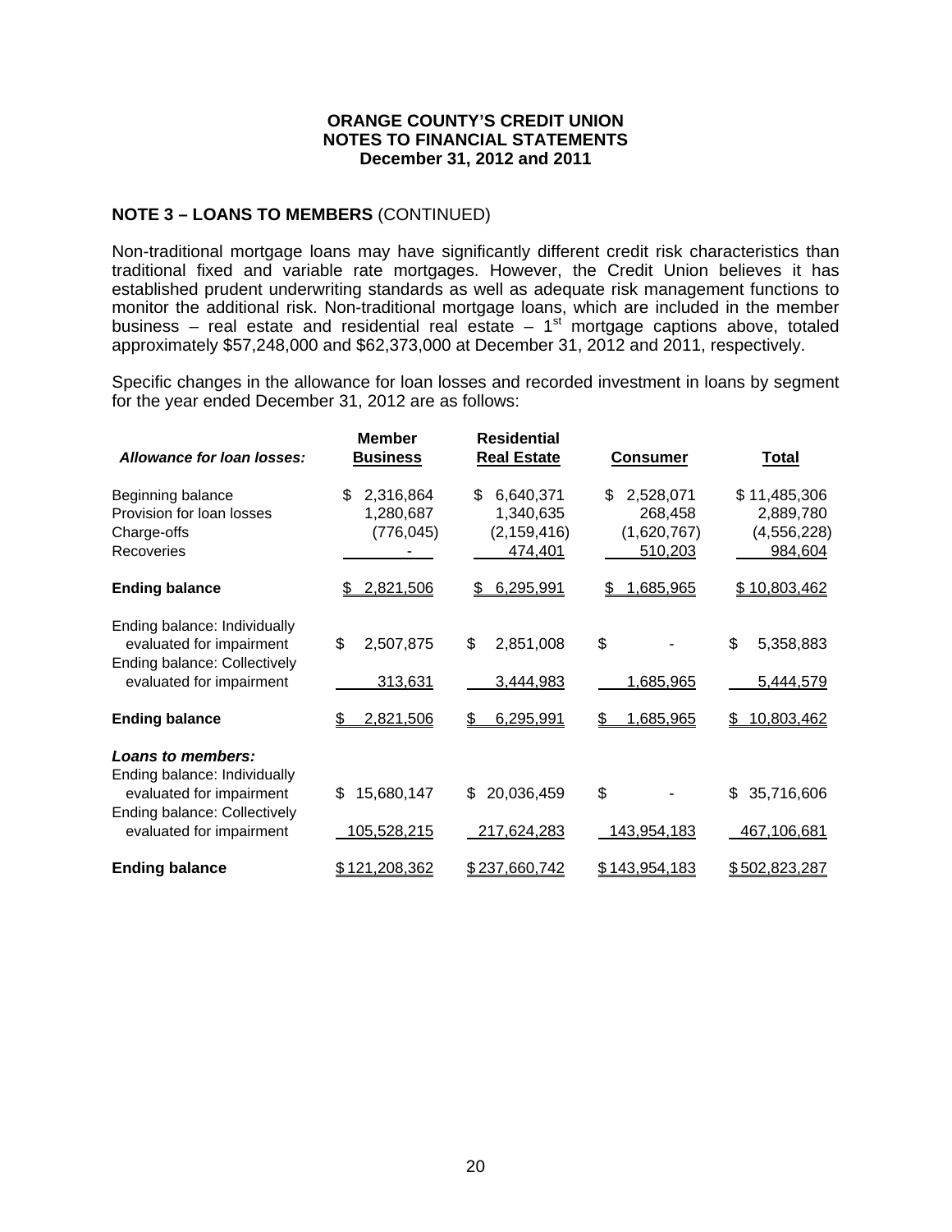## NOTE 3 – LOANS TO MEMBERS (CONTINUED)

Non-traditional mortgage loans may have significantly different credit risk characteristics than traditional fixed and variable rate mortgages. However, the Credit Union believes it has established prudent underwriting standards as well as adequate risk management functions to monitor the additional risk. Non-traditional mortgage loans, which are included in the member business – real estate and residential real estate – 1st mortgage captions above, totaled approximately $57,248,000 and $62,373,000 at December 31, 2012 and 2011, respectively.

Specific changes in the allowance for loan losses and recorded investment in loans by segment for the year ended December 31, 2012 are as follows:

| *Allowance for loan losses:* | Member Business | Residential Real Estate | Consumer | Total |
|---|---|---|---|---|
| Beginning balance | $ 2,316,864 | $ 6,640,371 | $ 2,528,071 | $ 11,485,306 |
| Provision for loan losses | 1,280,687 | 1,340,635 | 268,458 | 2,889,780 |
| Charge-offs | (776,045) | (2,159,416) | (1,620,767) | (4,556,228) |
| Recoveries | - | 474,401 | 510,203 | 984,604 |
| **Ending balance** | $ 2,821,506 | $ 6,295,991 | $ 1,685,965 | $ 10,803,462 |
| Ending balance: Individually evaluated for impairment | $ 2,507,875 | $ 2,851,008 | $ - | $ 5,358,883 |
| Ending balance: Collectively evaluated for impairment | 313,631 | 3,444,983 | 1,685,965 | 5,444,579 |
| **Ending balance** | $ 2,821,506 | $ 6,295,991 | $ 1,685,965 | $ 10,803,462 |
| ***Loans to members:*** | | | | |
| Ending balance: Individually evaluated for impairment | $ 15,680,147 | $ 20,036,459 | $ - | $ 35,716,606 |
| Ending balance: Collectively evaluated for impairment | 105,528,215 | 217,624,283 | 143,954,183 | 467,106,681 |
| **Ending balance** | $ 121,208,362 | $ 237,660,742 | $ 143,954,183 | $ 502,823,287 |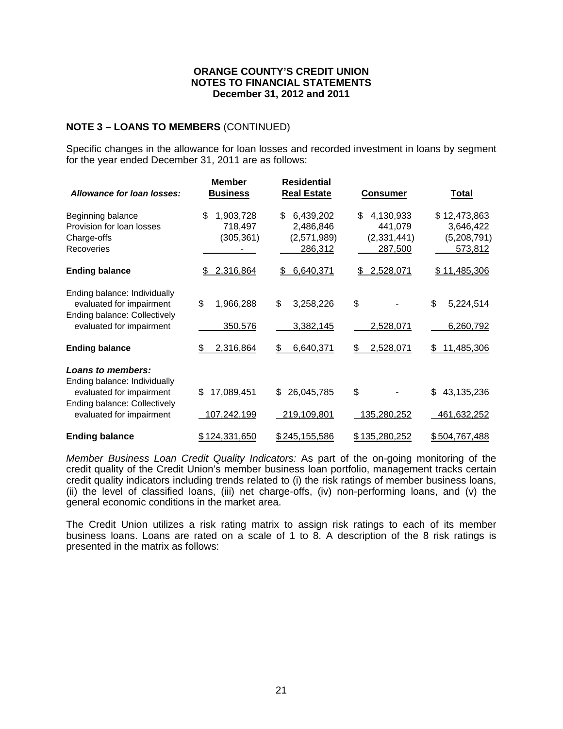**ORANGE COUNTY'S CREDIT UNION**
**NOTES TO FINANCIAL STATEMENTS**
**December 31, 2012 and 2011**

## NOTE 3 – LOANS TO MEMBERS (CONTINUED)

Specific changes in the allowance for loan losses and recorded investment in loans by segment for the year ended December 31, 2011 are as follows:

| ***Allowance for loan losses:*** | **Member Business** | **Residential Real Estate** | **Consumer** | **Total** |
|---|---|---|---|---|
| Beginning balance | $ 1,903,728 | $ 6,439,202 | $ 4,130,933 | $ 12,473,863 |
| Provision for loan losses | 718,497 | 2,486,846 | 441,079 | 3,646,422 |
| Charge-offs | (305,361) | (2,571,989) | (2,331,441) | (5,208,791) |
| Recoveries | - | 286,312 | 287,500 | 573,812 |
| **Ending balance** | $ 2,316,864 | $ 6,640,371 | $ 2,528,071 | $ 11,485,306 |
| Ending balance: Individually evaluated for impairment | $ 1,966,288 | $ 3,258,226 | $ - | $ 5,224,514 |
| Ending balance: Collectively evaluated for impairment | 350,576 | 3,382,145 | 2,528,071 | 6,260,792 |
| **Ending balance** | $ 2,316,864 | $ 6,640,371 | $ 2,528,071 | $ 11,485,306 |
| ***Loans to members:*** | | | | |
| Ending balance: Individually evaluated for impairment | $ 17,089,451 | $ 26,045,785 | $ - | $ 43,135,236 |
| Ending balance: Collectively evaluated for impairment | 107,242,199 | 219,109,801 | 135,280,252 | 461,632,252 |
| **Ending balance** | $ 124,331,650 | $ 245,155,586 | $ 135,280,252 | $ 504,767,488 |

*Member Business Loan Credit Quality Indicators:* As part of the on-going monitoring of the credit quality of the Credit Union's member business loan portfolio, management tracks certain credit quality indicators including trends related to (i) the risk ratings of member business loans, (ii) the level of classified loans, (iii) net charge-offs, (iv) non-performing loans, and (v) the general economic conditions in the market area.

The Credit Union utilizes a risk rating matrix to assign risk ratings to each of its member business loans. Loans are rated on a scale of 1 to 8. A description of the 8 risk ratings is presented in the matrix as follows: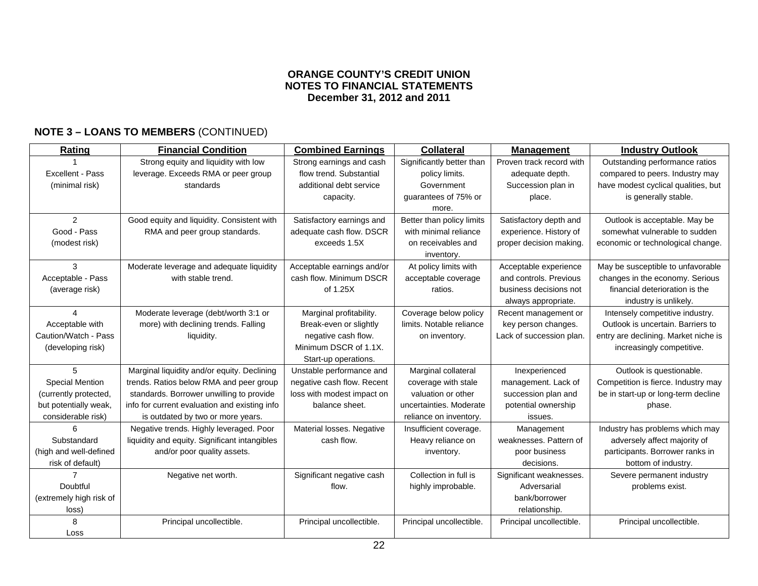**ORANGE COUNTY'S CREDIT UNION**
**NOTES TO FINANCIAL STATEMENTS**
**December 31, 2012 and 2011**

## NOTE 3 – LOANS TO MEMBERS (CONTINUED)

| Rating | Financial Condition | Combined Earnings | Collateral | Management | Industry Outlook |
|---|---|---|---|---|---|
| 1 Excellent - Pass (minimal risk) | Strong equity and liquidity with low leverage. Exceeds RMA or peer group standards | Strong earnings and cash flow trend. Substantial additional debt service capacity. | Significantly better than policy limits. Government guarantees of 75% or more. | Proven track record with adequate depth. Succession plan in place. | Outstanding performance ratios compared to peers. Industry may have modest cyclical qualities, but is generally stable. |
| 2 Good - Pass (modest risk) | Good equity and liquidity. Consistent with RMA and peer group standards. | Satisfactory earnings and adequate cash flow. DSCR exceeds 1.5X | Better than policy limits with minimal reliance on receivables and inventory. | Satisfactory depth and experience. History of proper decision making. | Outlook is acceptable. May be somewhat vulnerable to sudden economic or technological change. |
| 3 Acceptable - Pass (average risk) | Moderate leverage and adequate liquidity with stable trend. | Acceptable earnings and/or cash flow. Minimum DSCR of 1.25X | At policy limits with acceptable coverage ratios. | Acceptable experience and controls. Previous business decisions not always appropriate. | May be susceptible to unfavorable changes in the economy. Serious financial deterioration is the industry is unlikely. |
| 4 Acceptable with Caution/Watch - Pass (developing risk) | Moderate leverage (debt/worth 3:1 or more) with declining trends. Falling liquidity. | Marginal profitability. Break-even or slightly negative cash flow. Minimum DSCR of 1.1X. Start-up operations. | Coverage below policy limits. Notable reliance on inventory. | Recent management or key person changes. Lack of succession plan. | Intensely competitive industry. Outlook is uncertain. Barriers to entry are declining. Market niche is increasingly competitive. |
| 5 Special Mention (currently protected, but potentially weak, considerable risk) | Marginal liquidity and/or equity. Declining trends. Ratios below RMA and peer group standards. Borrower unwilling to provide info for current evaluation and existing info is outdated by two or more years. | Unstable performance and negative cash flow. Recent loss with modest impact on balance sheet. | Marginal collateral coverage with stale valuation or other uncertainties. Moderate reliance on inventory. | Inexperienced management. Lack of succession plan and potential ownership issues. | Outlook is questionable. Competition is fierce. Industry may be in start-up or long-term decline phase. |
| 6 Substandard (high and well-defined risk of default) | Negative trends. Highly leveraged. Poor liquidity and equity. Significant intangibles and/or poor quality assets. | Material losses. Negative cash flow. | Insufficient coverage. Heavy reliance on inventory. | Management weaknesses. Pattern of poor business decisions. | Industry has problems which may adversely affect majority of participants. Borrower ranks in bottom of industry. |
| 7 Doubtful (extremely high risk of loss) | Negative net worth. | Significant negative cash flow. | Collection in full is highly improbable. | Significant weaknesses. Adversarial bank/borrower relationship. | Severe permanent industry problems exist. |
| 8 Loss | Principal uncollectible. | Principal uncollectible. | Principal uncollectible. | Principal uncollectible. | Principal uncollectible. |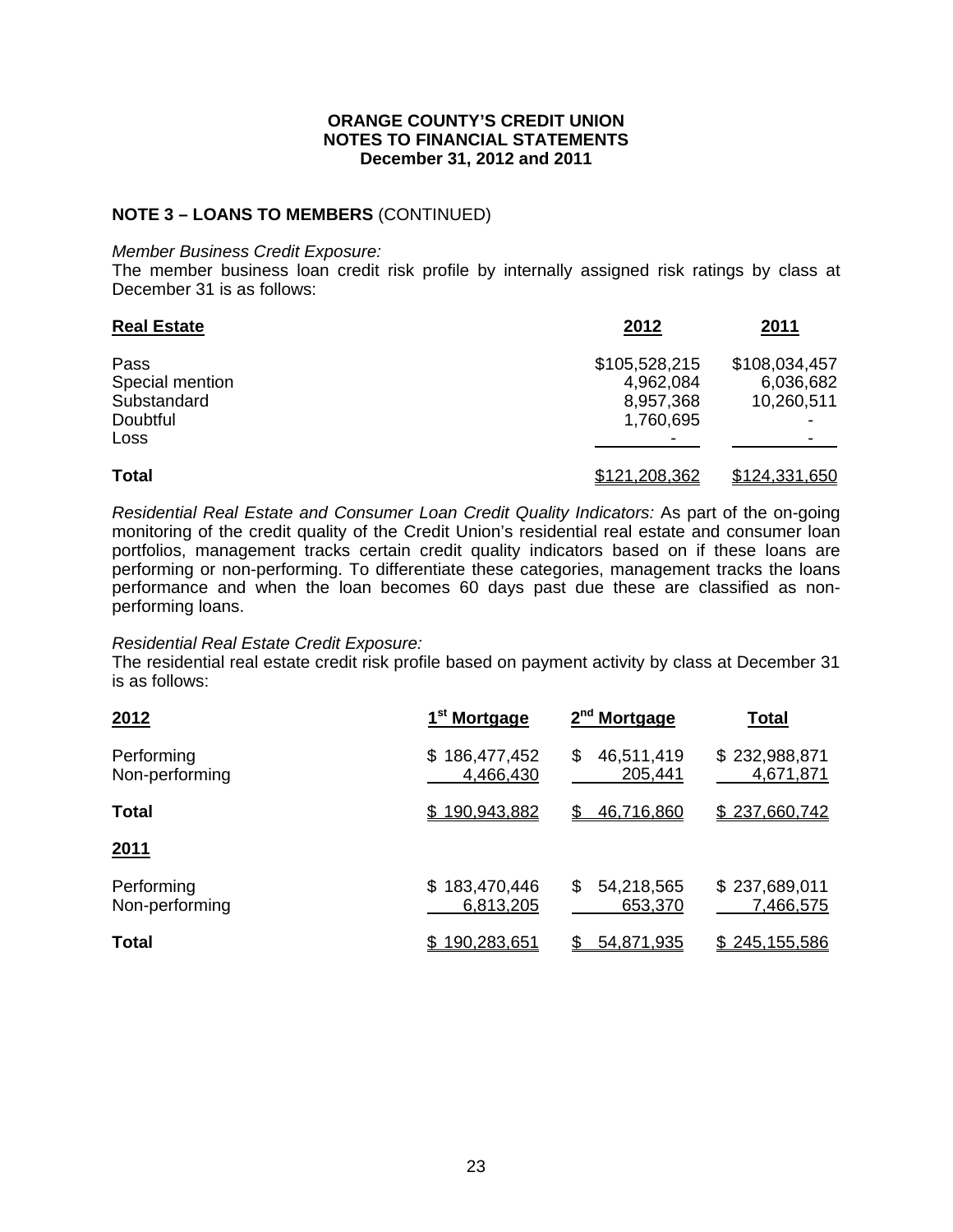**ORANGE COUNTY'S CREDIT UNION**
**NOTES TO FINANCIAL STATEMENTS**
**December 31, 2012 and 2011**

## NOTE 3 – LOANS TO MEMBERS (CONTINUED)

*Member Business Credit Exposure:*
The member business loan credit risk profile by internally assigned risk ratings by class at December 31 is as follows:

| **Real Estate** | **2012** | **2011** |
|---|---|---|
| Pass | $105,528,215 | $108,034,457 |
| Special mention | 4,962,084 | 6,036,682 |
| Substandard | 8,957,368 | 10,260,511 |
| Doubtful | 1,760,695 | - |
| Loss | - | - |
| **Total** | $121,208,362 | $124,331,650 |

*Residential Real Estate and Consumer Loan Credit Quality Indicators:* As part of the on-going monitoring of the credit quality of the Credit Union's residential real estate and consumer loan portfolios, management tracks certain credit quality indicators based on if these loans are performing or non-performing. To differentiate these categories, management tracks the loans performance and when the loan becomes 60 days past due these are classified as non-performing loans.

*Residential Real Estate Credit Exposure:*
The residential real estate credit risk profile based on payment activity by class at December 31 is as follows:

| **2012** | **1st Mortgage** | **2nd Mortgage** | **Total** |
|---|---|---|---|
| Performing | $ 186,477,452 | $ 46,511,419 | $ 232,988,871 |
| Non-performing | 4,466,430 | 205,441 | 4,671,871 |
| **Total** | $ 190,943,882 | $ 46,716,860 | $ 237,660,742 |
| **2011** | | | |
| Performing | $ 183,470,446 | $ 54,218,565 | $ 237,689,011 |
| Non-performing | 6,813,205 | 653,370 | 7,466,575 |
| **Total** | $ 190,283,651 | $ 54,871,935 | $ 245,155,586 |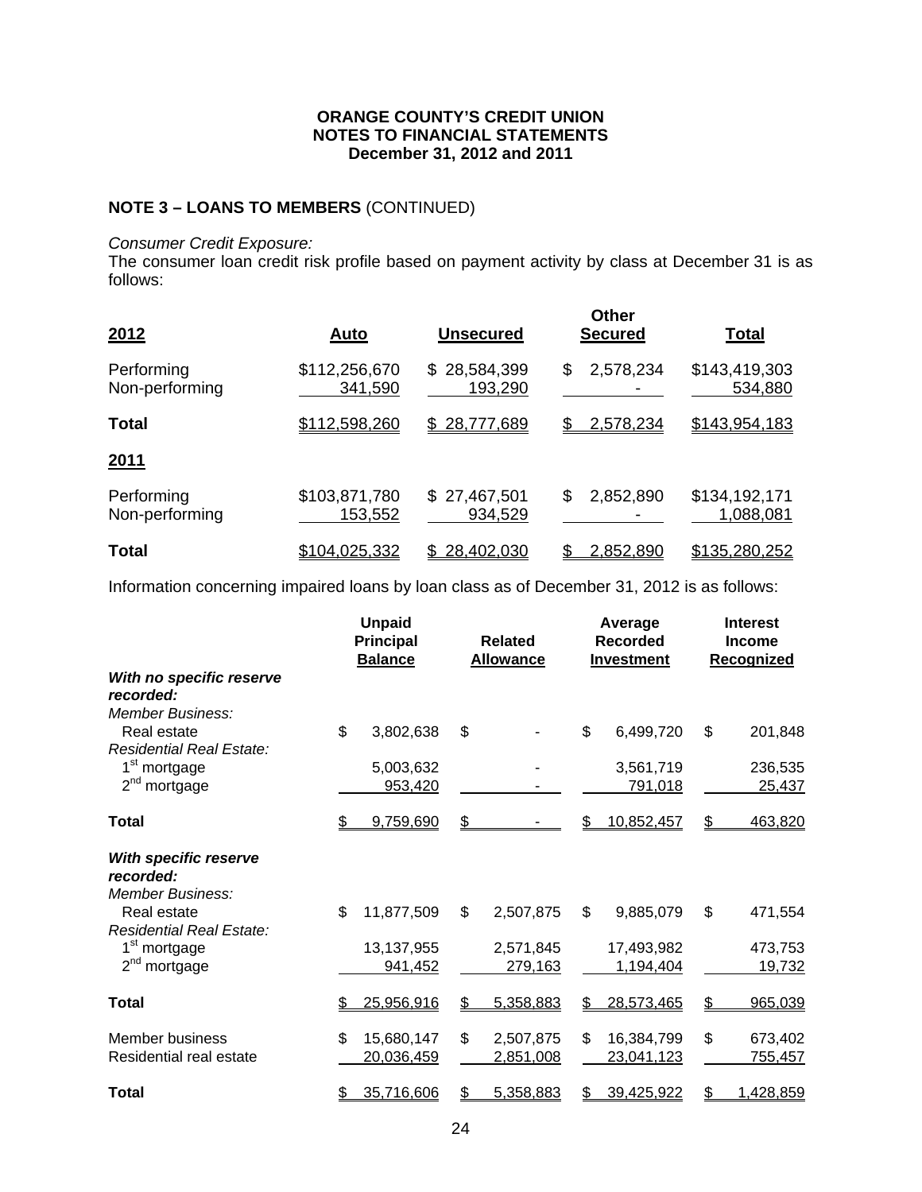**ORANGE COUNTY'S CREDIT UNION**
**NOTES TO FINANCIAL STATEMENTS**
**December 31, 2012 and 2011**

## NOTE 3 – LOANS TO MEMBERS (CONTINUED)

*Consumer Credit Exposure:*
The consumer loan credit risk profile based on payment activity by class at December 31 is as follows:

| **2012** | **Auto** | **Unsecured** | **Other Secured** | **Total** |
|---|---|---|---|---|
| Performing | $112,256,670 | $ 28,584,399 | $ 2,578,234 | $143,419,303 |
| Non-performing | 341,590 | 193,290 | - | 534,880 |
| **Total** | $112,598,260 | $ 28,777,689 | $ 2,578,234 | $143,954,183 |
| **2011** | | | | |
| Performing | $103,871,780 | $ 27,467,501 | $ 2,852,890 | $134,192,171 |
| Non-performing | 153,552 | 934,529 | - | 1,088,081 |
| **Total** | $104,025,332 | $ 28,402,030 | $ 2,852,890 | $135,280,252 |

Information concerning impaired loans by loan class as of December 31, 2012 is as follows:

| | **Unpaid Principal Balance** | **Related Allowance** | **Average Recorded Investment** | **Interest Income Recognized** |
|---|---|---|---|---|
| ***With no specific reserve recorded:*** | | | | |
| *Member Business:* | | | | |
| Real estate | $ 3,802,638 | $ - | $ 6,499,720 | $ 201,848 |
| *Residential Real Estate:* | | | | |
| 1st mortgage | 5,003,632 | - | 3,561,719 | 236,535 |
| 2nd mortgage | 953,420 | - | 791,018 | 25,437 |
| **Total** | $ 9,759,690 | $ - | $ 10,852,457 | $ 463,820 |
| ***With specific reserve recorded:*** | | | | |
| *Member Business:* | | | | |
| Real estate | $ 11,877,509 | $ 2,507,875 | $ 9,885,079 | $ 471,554 |
| *Residential Real Estate:* | | | | |
| 1st mortgage | 13,137,955 | 2,571,845 | 17,493,982 | 473,753 |
| 2nd mortgage | 941,452 | 279,163 | 1,194,404 | 19,732 |
| **Total** | $ 25,956,916 | $ 5,358,883 | $ 28,573,465 | $ 965,039 |
| Member business | $ 15,680,147 | $ 2,507,875 | $ 16,384,799 | $ 673,402 |
| Residential real estate | 20,036,459 | 2,851,008 | 23,041,123 | 755,457 |
| **Total** | $ 35,716,606 | $ 5,358,883 | $ 39,425,922 | $ 1,428,859 |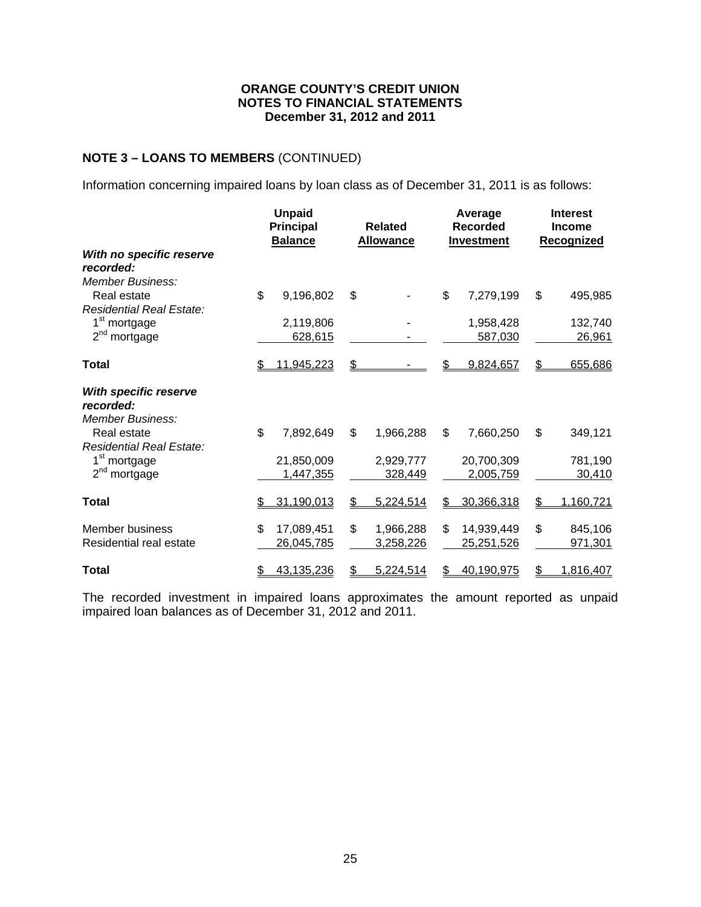**ORANGE COUNTY'S CREDIT UNION**
**NOTES TO FINANCIAL STATEMENTS**
**December 31, 2012 and 2011**

## NOTE 3 – LOANS TO MEMBERS (CONTINUED)

Information concerning impaired loans by loan class as of December 31, 2011 is as follows:

| | Unpaid Principal Balance | Related Allowance | Average Recorded Investment | Interest Income Recognized |
|---|---|---|---|---|
| ***With no specific reserve recorded:*** | | | | |
| *Member Business:* | | | | |
| Real estate | $ 9,196,802 | $ - | $ 7,279,199 | $ 495,985 |
| *Residential Real Estate:* | | | | |
| 1st mortgage | 2,119,806 | - | 1,958,428 | 132,740 |
| 2nd mortgage | 628,615 | - | 587,030 | 26,961 |
| **Total** | $ 11,945,223 | $ - | $ 9,824,657 | $ 655,686 |
| ***With specific reserve recorded:*** | | | | |
| *Member Business:* | | | | |
| Real estate | $ 7,892,649 | $ 1,966,288 | $ 7,660,250 | $ 349,121 |
| *Residential Real Estate:* | | | | |
| 1st mortgage | 21,850,009 | 2,929,777 | 20,700,309 | 781,190 |
| 2nd mortgage | 1,447,355 | 328,449 | 2,005,759 | 30,410 |
| **Total** | $ 31,190,013 | $ 5,224,514 | $ 30,366,318 | $ 1,160,721 |
| Member business | $ 17,089,451 | $ 1,966,288 | $ 14,939,449 | $ 845,106 |
| Residential real estate | 26,045,785 | 3,258,226 | 25,251,526 | 971,301 |
| **Total** | $ 43,135,236 | $ 5,224,514 | $ 40,190,975 | $ 1,816,407 |

The recorded investment in impaired loans approximates the amount reported as unpaid impaired loan balances as of December 31, 2012 and 2011.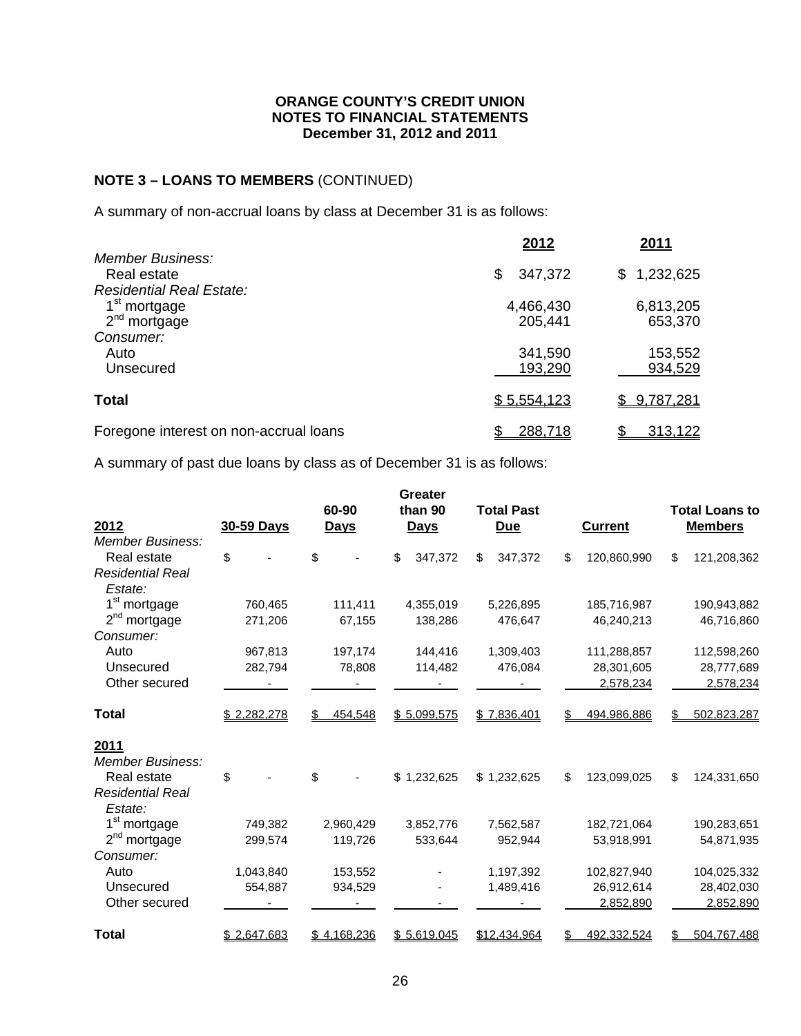**ORANGE COUNTY'S CREDIT UNION**
**NOTES TO FINANCIAL STATEMENTS**
**December 31, 2012 and 2011**

## NOTE 3 – LOANS TO MEMBERS (CONTINUED)

A summary of non-accrual loans by class at December 31 is as follows:

| | 2012 | 2011 |
|---|---|---|
| *Member Business:* | | |
| Real estate | $ 347,372 | $ 1,232,625 |
| *Residential Real Estate:* | | |
| 1st mortgage | 4,466,430 | 6,813,205 |
| 2nd mortgage | 205,441 | 653,370 |
| *Consumer:* | | |
| Auto | 341,590 | 153,552 |
| Unsecured | 193,290 | 934,529 |
| **Total** | $ 5,554,123 | $ 9,787,281 |
| Foregone interest on non-accrual loans | $ 288,718 | $ 313,122 |

A summary of past due loans by class as of December 31 is as follows:

| 2012 | 30-59 Days | 60-90 Days | Greater than 90 Days | Total Past Due | Current | Total Loans to Members |
|---|---|---|---|---|---|---|
| *Member Business:* | | | | | | |
| Real estate | $ - | $ - | $ 347,372 | $ 347,372 | $ 120,860,990 | $ 121,208,362 |
| *Residential Real Estate:* | | | | | | |
| 1st mortgage | 760,465 | 111,411 | 4,355,019 | 5,226,895 | 185,716,987 | 190,943,882 |
| 2nd mortgage | 271,206 | 67,155 | 138,286 | 476,647 | 46,240,213 | 46,716,860 |
| *Consumer:* | | | | | | |
| Auto | 967,813 | 197,174 | 144,416 | 1,309,403 | 111,288,857 | 112,598,260 |
| Unsecured | 282,794 | 78,808 | 114,482 | 476,084 | 28,301,605 | 28,777,689 |
| Other secured | - | - | - | - | 2,578,234 | 2,578,234 |
| **Total** | $ 2,282,278 | $ 454,548 | $ 5,099,575 | $ 7,836,401 | $ 494,986,886 | $ 502,823,287 |
| **2011** | | | | | | |
| *Member Business:* | | | | | | |
| Real estate | $ - | $ - | $ 1,232,625 | $ 1,232,625 | $ 123,099,025 | $ 124,331,650 |
| *Residential Real Estate:* | | | | | | |
| 1st mortgage | 749,382 | 2,960,429 | 3,852,776 | 7,562,587 | 182,721,064 | 190,283,651 |
| 2nd mortgage | 299,574 | 119,726 | 533,644 | 952,944 | 53,918,991 | 54,871,935 |
| *Consumer:* | | | | | | |
| Auto | 1,043,840 | 153,552 | - | 1,197,392 | 102,827,940 | 104,025,332 |
| Unsecured | 554,887 | 934,529 | - | 1,489,416 | 26,912,614 | 28,402,030 |
| Other secured | - | - | - | - | 2,852,890 | 2,852,890 |
| **Total** | $ 2,647,683 | $ 4,168,236 | $ 5,619,045 | $12,434,964 | $ 492,332,524 | $ 504,767,488 |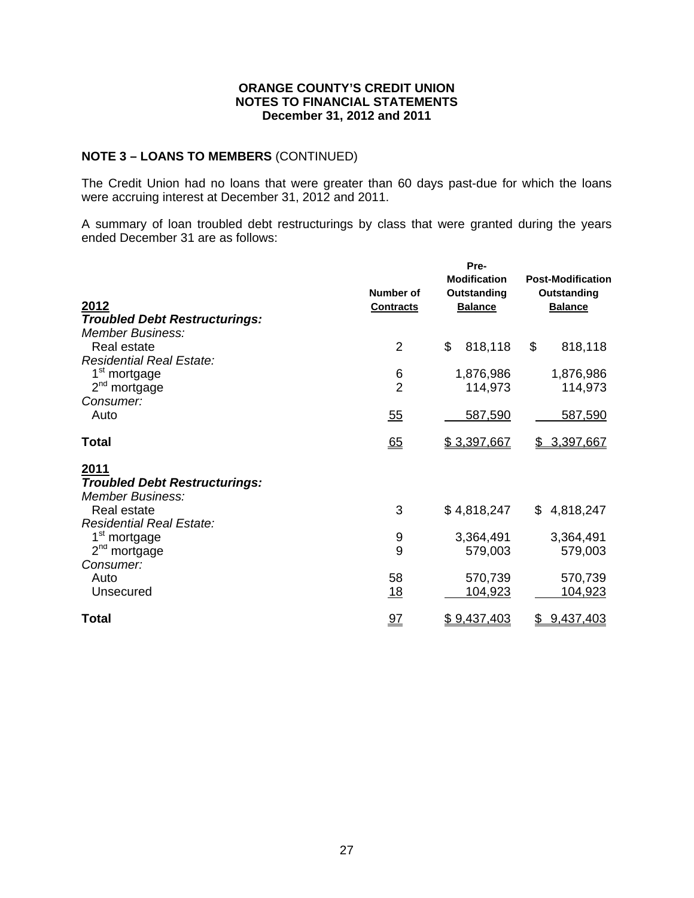**ORANGE COUNTY'S CREDIT UNION**
**NOTES TO FINANCIAL STATEMENTS**
**December 31, 2012 and 2011**

## NOTE 3 – LOANS TO MEMBERS (CONTINUED)

The Credit Union had no loans that were greater than 60 days past-due for which the loans were accruing interest at December 31, 2012 and 2011.

A summary of loan troubled debt restructurings by class that were granted during the years ended December 31 are as follows:

| 2012 | Number of Contracts | Pre-Modification Outstanding Balance | Post-Modification Outstanding Balance |
|---|---|---|---|
| ***Troubled Debt Restructurings:*** | | | |
| *Member Business:* | | | |
| Real estate | 2 | $ 818,118 | $ 818,118 |
| *Residential Real Estate:* | | | |
| 1st mortgage | 6 | 1,876,986 | 1,876,986 |
| 2nd mortgage | 2 | 114,973 | 114,973 |
| *Consumer:* | | | |
| Auto | 55 | 587,590 | 587,590 |
| **Total** | 65 | $ 3,397,667 | $ 3,397,667 |

| 2011 | Number of Contracts | Pre-Modification Outstanding Balance | Post-Modification Outstanding Balance |
|---|---|---|---|
| ***Troubled Debt Restructurings:*** | | | |
| *Member Business:* | | | |
| Real estate | 3 | $ 4,818,247 | $ 4,818,247 |
| *Residential Real Estate:* | | | |
| 1st mortgage | 9 | 3,364,491 | 3,364,491 |
| 2nd mortgage | 9 | 579,003 | 579,003 |
| *Consumer:* | | | |
| Auto | 58 | 570,739 | 570,739 |
| Unsecured | 18 | 104,923 | 104,923 |
| **Total** | 97 | $ 9,437,403 | $ 9,437,403 |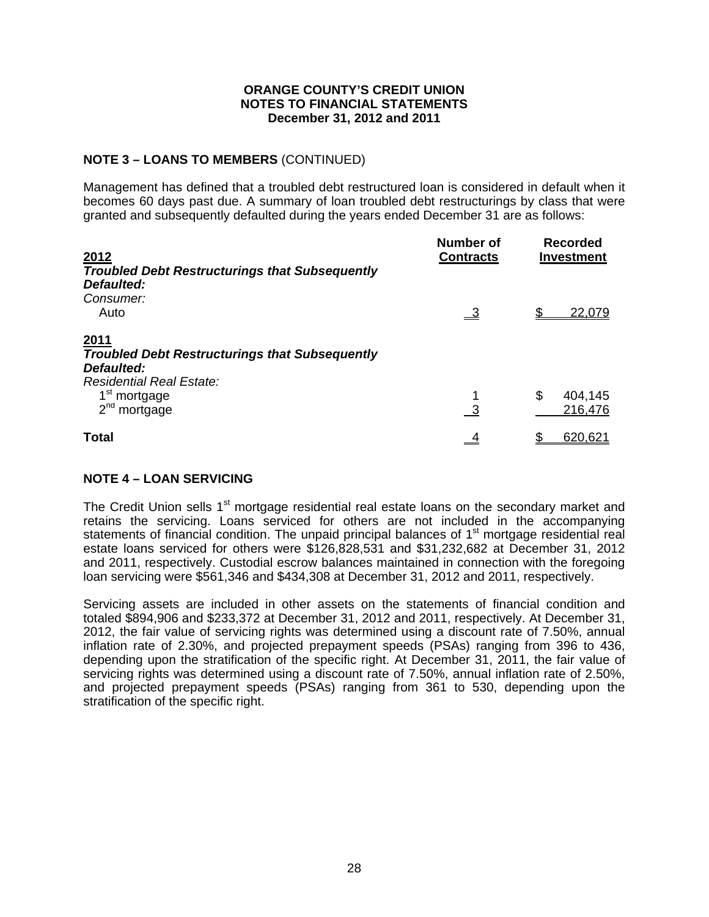**ORANGE COUNTY'S CREDIT UNION**
**NOTES TO FINANCIAL STATEMENTS**
**December 31, 2012 and 2011**

## NOTE 3 – LOANS TO MEMBERS (CONTINUED)

Management has defined that a troubled debt restructured loan is considered in default when it becomes 60 days past due. A summary of loan troubled debt restructurings by class that were granted and subsequently defaulted during the years ended December 31 are as follows:

| 2012 | Number of Contracts | Recorded Investment |
|---|---|---|
| ***Troubled Debt Restructurings that Subsequently Defaulted:*** | | |
| *Consumer:* | | |
| Auto | 3 | $ 22,079 |
| **2011** | | |
| ***Troubled Debt Restructurings that Subsequently Defaulted:*** | | |
| *Residential Real Estate:* | | |
| 1st mortgage | 1 | $ 404,145 |
| 2nd mortgage | 3 | 216,476 |
| **Total** | 4 | $ 620,621 |

## NOTE 4 – LOAN SERVICING

The Credit Union sells 1st mortgage residential real estate loans on the secondary market and retains the servicing. Loans serviced for others are not included in the accompanying statements of financial condition. The unpaid principal balances of 1st mortgage residential real estate loans serviced for others were $126,828,531 and $31,232,682 at December 31, 2012 and 2011, respectively. Custodial escrow balances maintained in connection with the foregoing loan servicing were $561,346 and $434,308 at December 31, 2012 and 2011, respectively.

Servicing assets are included in other assets on the statements of financial condition and totaled $894,906 and $233,372 at December 31, 2012 and 2011, respectively. At December 31, 2012, the fair value of servicing rights was determined using a discount rate of 7.50%, annual inflation rate of 2.30%, and projected prepayment speeds (PSAs) ranging from 396 to 436, depending upon the stratification of the specific right. At December 31, 2011, the fair value of servicing rights was determined using a discount rate of 7.50%, annual inflation rate of 2.50%, and projected prepayment speeds (PSAs) ranging from 361 to 530, depending upon the stratification of the specific right.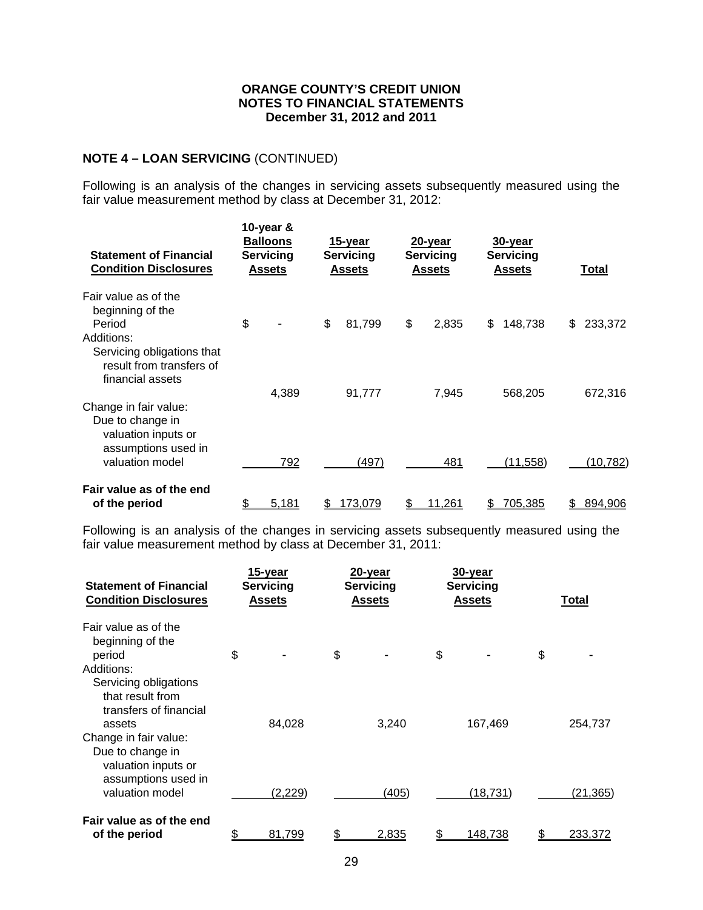**ORANGE COUNTY'S CREDIT UNION**
**NOTES TO FINANCIAL STATEMENTS**
**December 31, 2012 and 2011**

## NOTE 4 – LOAN SERVICING (CONTINUED)

Following is an analysis of the changes in servicing assets subsequently measured using the fair value measurement method by class at December 31, 2012:

| Statement of Financial Condition Disclosures | 10-year & Balloons Servicing Assets | 15-year Servicing Assets | 20-year Servicing Assets | 30-year Servicing Assets | Total |
|---|---|---|---|---|---|
| Fair value as of the beginning of the Period | $ - | $ 81,799 | $ 2,835 | $ 148,738 | $ 233,372 |
| Additions: | | | | | |
| Servicing obligations that result from transfers of financial assets | 4,389 | 91,777 | 7,945 | 568,205 | 672,316 |
| Change in fair value: | | | | | |
| Due to change in valuation inputs or assumptions used in valuation model | 792 | (497) | 481 | (11,558) | (10,782) |
| **Fair value as of the end of the period** | $ 5,181 | $ 173,079 | $ 11,261 | $ 705,385 | $ 894,906 |

Following is an analysis of the changes in servicing assets subsequently measured using the fair value measurement method by class at December 31, 2011:

| Statement of Financial Condition Disclosures | 15-year Servicing Assets | 20-year Servicing Assets | 30-year Servicing Assets | Total |
|---|---|---|---|---|
| Fair value as of the beginning of the period | $ - | $ - | $ - | $ - |
| Additions: | | | | |
| Servicing obligations that result from transfers of financial assets | 84,028 | 3,240 | 167,469 | 254,737 |
| Change in fair value: | | | | |
| Due to change in valuation inputs or assumptions used in valuation model | (2,229) | (405) | (18,731) | (21,365) |
| **Fair value as of the end of the period** | $ 81,799 | $ 2,835 | $ 148,738 | $ 233,372 |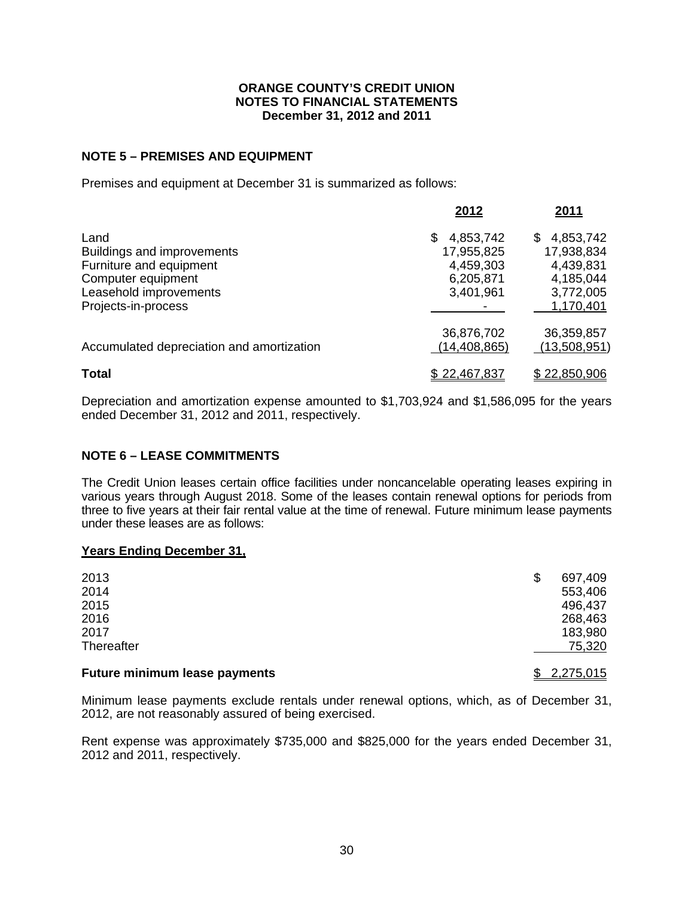**ORANGE COUNTY'S CREDIT UNION**
**NOTES TO FINANCIAL STATEMENTS**
**December 31, 2012 and 2011**

## NOTE 5 – PREMISES AND EQUIPMENT

Premises and equipment at December 31 is summarized as follows:

| | 2012 | 2011 |
|---|---|---|
| Land | $ 4,853,742 | $ 4,853,742 |
| Buildings and improvements | 17,955,825 | 17,938,834 |
| Furniture and equipment | 4,459,303 | 4,439,831 |
| Computer equipment | 6,205,871 | 4,185,044 |
| Leasehold improvements | 3,401,961 | 3,772,005 |
| Projects-in-process | - | 1,170,401 |
| | 36,876,702 | 36,359,857 |
| Accumulated depreciation and amortization | (14,408,865) | (13,508,951) |
| **Total** | $ 22,467,837 | $ 22,850,906 |

Depreciation and amortization expense amounted to $1,703,924 and $1,586,095 for the years ended December 31, 2012 and 2011, respectively.

## NOTE 6 – LEASE COMMITMENTS

The Credit Union leases certain office facilities under noncancelable operating leases expiring in various years through August 2018. Some of the leases contain renewal options for periods from three to five years at their fair rental value at the time of renewal. Future minimum lease payments under these leases are as follows:

| **Years Ending December 31,** | |
|---|---|
| 2013 | $ 697,409 |
| 2014 | 553,406 |
| 2015 | 496,437 |
| 2016 | 268,463 |
| 2017 | 183,980 |
| Thereafter | 75,320 |
| **Future minimum lease payments** | $ 2,275,015 |

Minimum lease payments exclude rentals under renewal options, which, as of December 31, 2012, are not reasonably assured of being exercised.

Rent expense was approximately $735,000 and $825,000 for the years ended December 31, 2012 and 2011, respectively.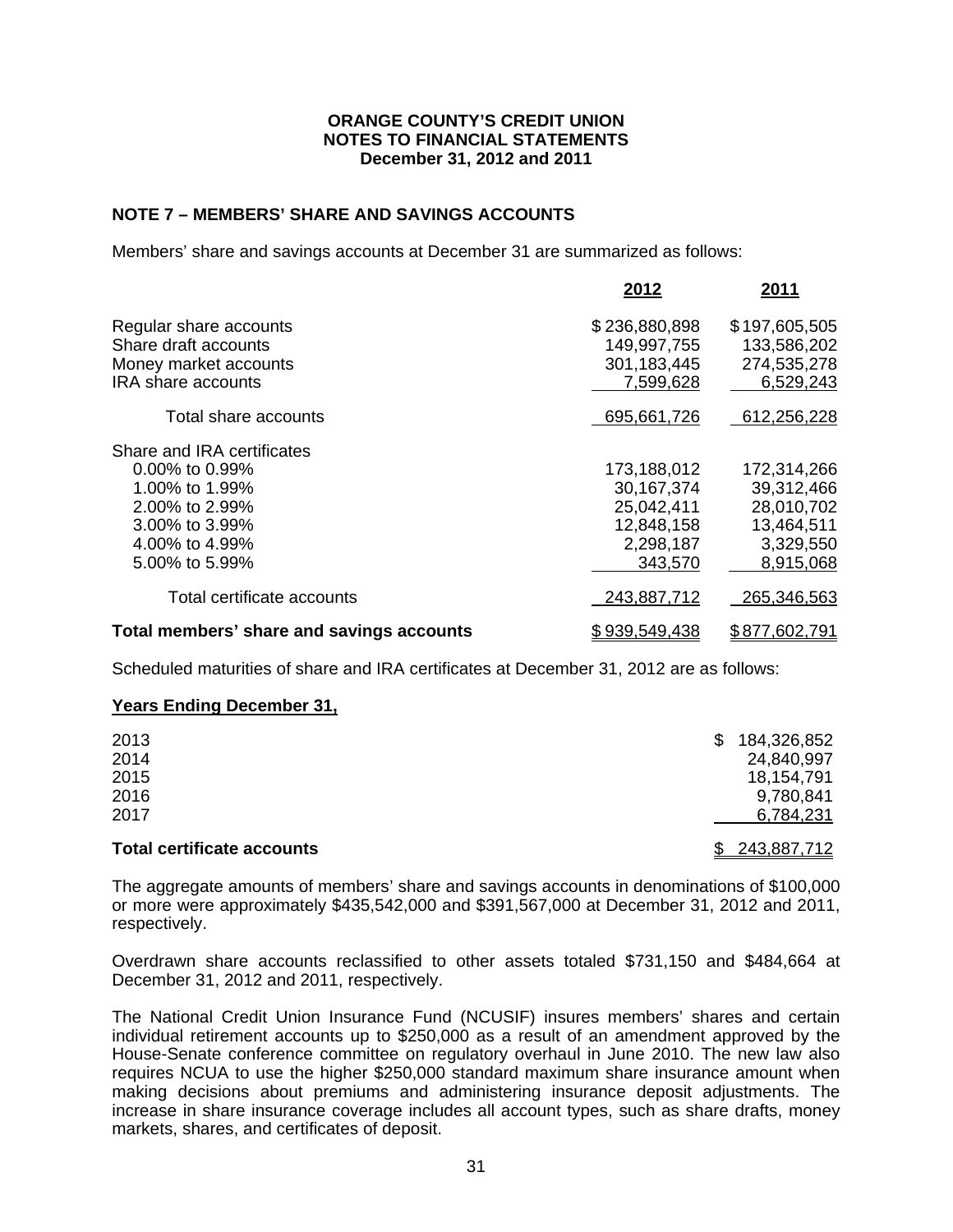**ORANGE COUNTY'S CREDIT UNION**
**NOTES TO FINANCIAL STATEMENTS**
**December 31, 2012 and 2011**

## NOTE 7 – MEMBERS' SHARE AND SAVINGS ACCOUNTS

Members' share and savings accounts at December 31 are summarized as follows:

| | 2012 | 2011 |
|---|---|---|
| Regular share accounts | $ 236,880,898 | $ 197,605,505 |
| Share draft accounts | 149,997,755 | 133,586,202 |
| Money market accounts | 301,183,445 | 274,535,278 |
| IRA share accounts | 7,599,628 | 6,529,243 |
| Total share accounts | 695,661,726 | 612,256,228 |
| Share and IRA certificates | | |
| 0.00% to 0.99% | 173,188,012 | 172,314,266 |
| 1.00% to 1.99% | 30,167,374 | 39,312,466 |
| 2.00% to 2.99% | 25,042,411 | 28,010,702 |
| 3.00% to 3.99% | 12,848,158 | 13,464,511 |
| 4.00% to 4.99% | 2,298,187 | 3,329,550 |
| 5.00% to 5.99% | 343,570 | 8,915,068 |
| Total certificate accounts | 243,887,712 | 265,346,563 |
| **Total members' share and savings accounts** | $ 939,549,438 | $ 877,602,791 |

Scheduled maturities of share and IRA certificates at December 31, 2012 are as follows:

| Years Ending December 31, | |
|---|---|
| 2013 | $ 184,326,852 |
| 2014 | 24,840,997 |
| 2015 | 18,154,791 |
| 2016 | 9,780,841 |
| 2017 | 6,784,231 |
| **Total certificate accounts** | $ 243,887,712 |

The aggregate amounts of members' share and savings accounts in denominations of $100,000 or more were approximately $435,542,000 and $391,567,000 at December 31, 2012 and 2011, respectively.

Overdrawn share accounts reclassified to other assets totaled $731,150 and $484,664 at December 31, 2012 and 2011, respectively.

The National Credit Union Insurance Fund (NCUSIF) insures members' shares and certain individual retirement accounts up to $250,000 as a result of an amendment approved by the House-Senate conference committee on regulatory overhaul in June 2010. The new law also requires NCUA to use the higher $250,000 standard maximum share insurance amount when making decisions about premiums and administering insurance deposit adjustments. The increase in share insurance coverage includes all account types, such as share drafts, money markets, shares, and certificates of deposit.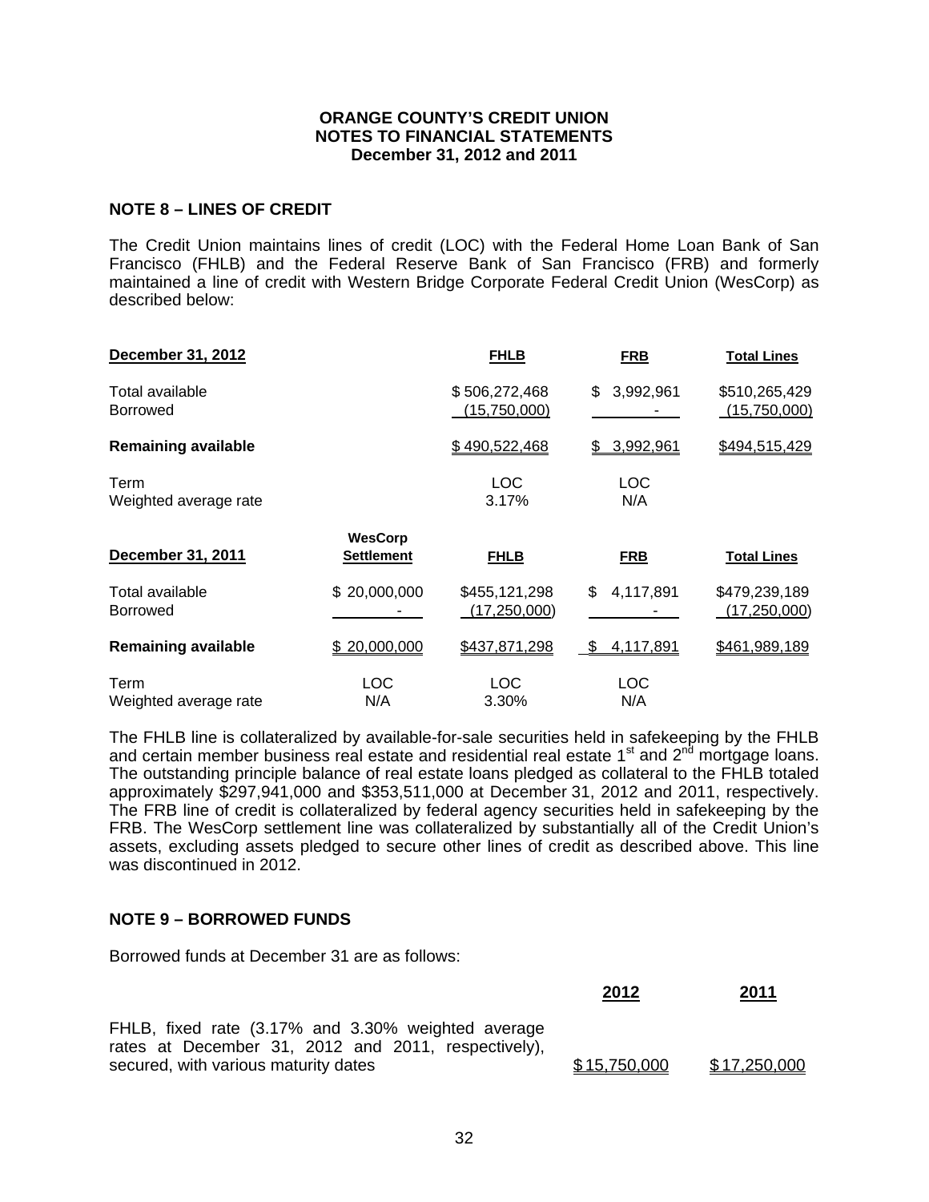**ORANGE COUNTY'S CREDIT UNION**
**NOTES TO FINANCIAL STATEMENTS**
**December 31, 2012 and 2011**

## NOTE 8 – LINES OF CREDIT

The Credit Union maintains lines of credit (LOC) with the Federal Home Loan Bank of San Francisco (FHLB) and the Federal Reserve Bank of San Francisco (FRB) and formerly maintained a line of credit with Western Bridge Corporate Federal Credit Union (WesCorp) as described below:

| December 31, 2012 | FHLB | FRB | Total Lines |
|---|---|---|---|
| Total available | $ 506,272,468 | $ 3,992,961 | $510,265,429 |
| Borrowed | (15,750,000) | - | (15,750,000) |
| **Remaining available** | $ 490,522,468 | $ 3,992,961 | $494,515,429 |
| Term | LOC | LOC | |
| Weighted average rate | 3.17% | N/A | |

| December 31, 2011 | WesCorp Settlement | FHLB | FRB | Total Lines |
|---|---|---|---|---|
| Total available | $ 20,000,000 | $455,121,298 | $ 4,117,891 | $479,239,189 |
| Borrowed | - | (17,250,000) | - | (17,250,000) |
| **Remaining available** | $ 20,000,000 | $437,871,298 | $ 4,117,891 | $461,989,189 |
| Term | LOC | LOC | LOC | |
| Weighted average rate | N/A | 3.30% | N/A | |

The FHLB line is collateralized by available-for-sale securities held in safekeeping by the FHLB and certain member business real estate and residential real estate 1st and 2nd mortgage loans. The outstanding principle balance of real estate loans pledged as collateral to the FHLB totaled approximately $297,941,000 and $353,511,000 at December 31, 2012 and 2011, respectively. The FRB line of credit is collateralized by federal agency securities held in safekeeping by the FRB. The WesCorp settlement line was collateralized by substantially all of the Credit Union's assets, excluding assets pledged to secure other lines of credit as described above. This line was discontinued in 2012.

## NOTE 9 – BORROWED FUNDS

Borrowed funds at December 31 are as follows:

| | 2012 | 2011 |
|---|---|---|
| FHLB, fixed rate (3.17% and 3.30% weighted average rates at December 31, 2012 and 2011, respectively), secured, with various maturity dates | $ 15,750,000 | $ 17,250,000 |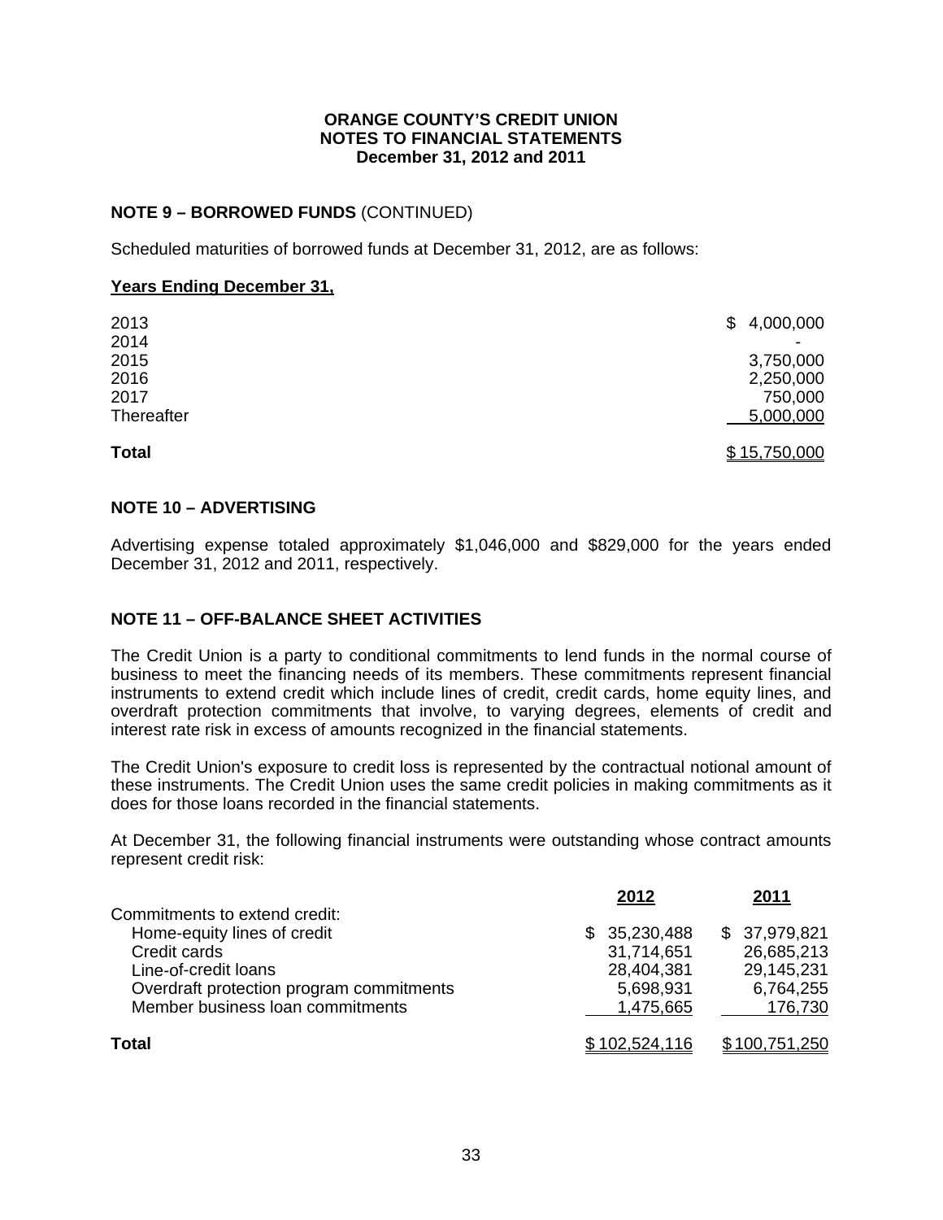**ORANGE COUNTY'S CREDIT UNION**
**NOTES TO FINANCIAL STATEMENTS**
**December 31, 2012 and 2011**

## NOTE 9 – BORROWED FUNDS (CONTINUED)

Scheduled maturities of borrowed funds at December 31, 2012, are as follows:

| **Years Ending December 31,** | |
|---|---|
| 2013 | $ 4,000,000 |
| 2014 | - |
| 2015 | 3,750,000 |
| 2016 | 2,250,000 |
| 2017 | 750,000 |
| Thereafter | 5,000,000 |
| **Total** | $ 15,750,000 |

## NOTE 10 – ADVERTISING

Advertising expense totaled approximately $1,046,000 and $829,000 for the years ended December 31, 2012 and 2011, respectively.

## NOTE 11 – OFF-BALANCE SHEET ACTIVITIES

The Credit Union is a party to conditional commitments to lend funds in the normal course of business to meet the financing needs of its members. These commitments represent financial instruments to extend credit which include lines of credit, credit cards, home equity lines, and overdraft protection commitments that involve, to varying degrees, elements of credit and interest rate risk in excess of amounts recognized in the financial statements.

The Credit Union's exposure to credit loss is represented by the contractual notional amount of these instruments. The Credit Union uses the same credit policies in making commitments as it does for those loans recorded in the financial statements.

At December 31, the following financial instruments were outstanding whose contract amounts represent credit risk:

| | **2012** | **2011** |
|---|---|---|
| Commitments to extend credit: | | |
| Home-equity lines of credit | $ 35,230,488 | $ 37,979,821 |
| Credit cards | 31,714,651 | 26,685,213 |
| Line-of-credit loans | 28,404,381 | 29,145,231 |
| Overdraft protection program commitments | 5,698,931 | 6,764,255 |
| Member business loan commitments | 1,475,665 | 176,730 |
| **Total** | $ 102,524,116 | $ 100,751,250 |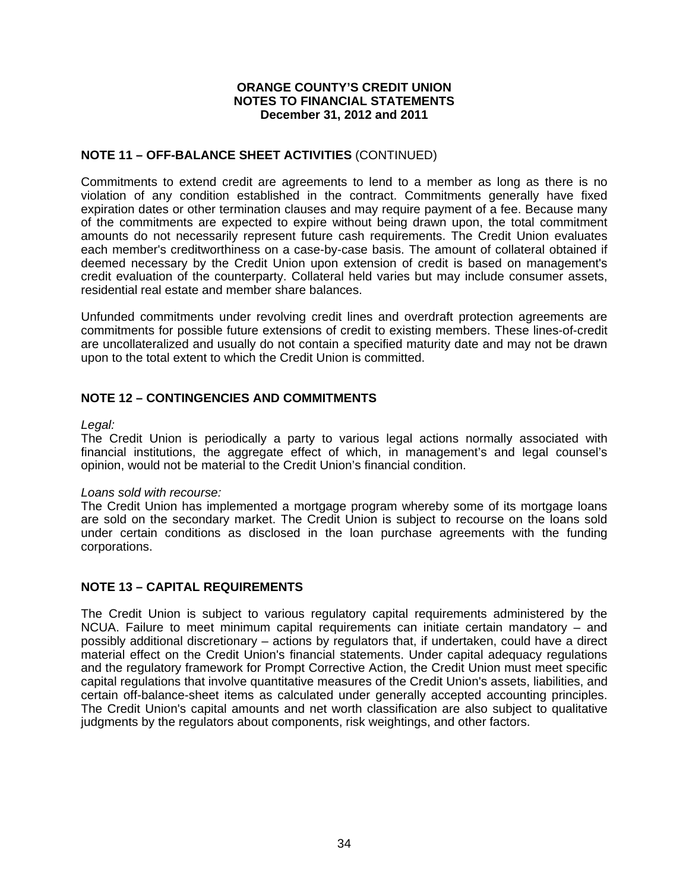## NOTE 11 – OFF-BALANCE SHEET ACTIVITIES (CONTINUED)

Commitments to extend credit are agreements to lend to a member as long as there is no violation of any condition established in the contract. Commitments generally have fixed expiration dates or other termination clauses and may require payment of a fee. Because many of the commitments are expected to expire without being drawn upon, the total commitment amounts do not necessarily represent future cash requirements. The Credit Union evaluates each member's creditworthiness on a case-by-case basis. The amount of collateral obtained if deemed necessary by the Credit Union upon extension of credit is based on management's credit evaluation of the counterparty. Collateral held varies but may include consumer assets, residential real estate and member share balances.

Unfunded commitments under revolving credit lines and overdraft protection agreements are commitments for possible future extensions of credit to existing members. These lines-of-credit are uncollateralized and usually do not contain a specified maturity date and may not be drawn upon to the total extent to which the Credit Union is committed.

## NOTE 12 – CONTINGENCIES AND COMMITMENTS

*Legal:*
The Credit Union is periodically a party to various legal actions normally associated with financial institutions, the aggregate effect of which, in management's and legal counsel's opinion, would not be material to the Credit Union's financial condition.

*Loans sold with recourse:*
The Credit Union has implemented a mortgage program whereby some of its mortgage loans are sold on the secondary market. The Credit Union is subject to recourse on the loans sold under certain conditions as disclosed in the loan purchase agreements with the funding corporations.

## NOTE 13 – CAPITAL REQUIREMENTS

The Credit Union is subject to various regulatory capital requirements administered by the NCUA. Failure to meet minimum capital requirements can initiate certain mandatory – and possibly additional discretionary – actions by regulators that, if undertaken, could have a direct material effect on the Credit Union's financial statements. Under capital adequacy regulations and the regulatory framework for Prompt Corrective Action, the Credit Union must meet specific capital regulations that involve quantitative measures of the Credit Union's assets, liabilities, and certain off-balance-sheet items as calculated under generally accepted accounting principles. The Credit Union's capital amounts and net worth classification are also subject to qualitative judgments by the regulators about components, risk weightings, and other factors.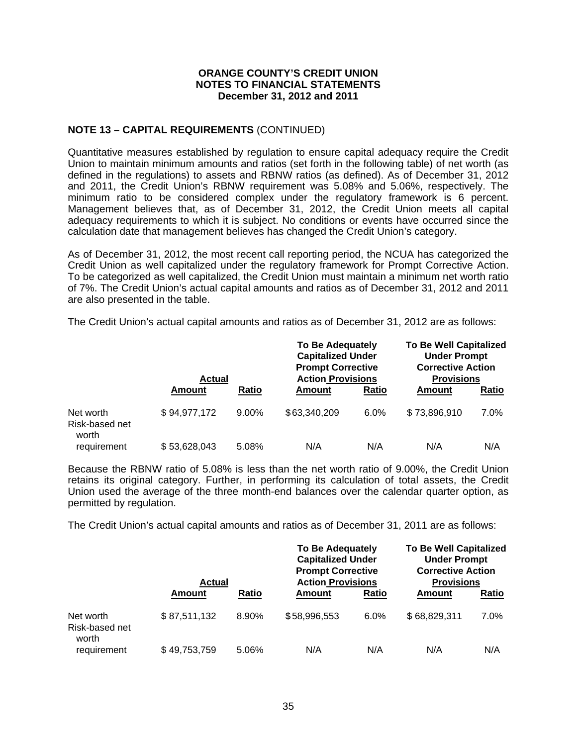**ORANGE COUNTY'S CREDIT UNION**
**NOTES TO FINANCIAL STATEMENTS**
**December 31, 2012 and 2011**

## NOTE 13 – CAPITAL REQUIREMENTS (CONTINUED)

Quantitative measures established by regulation to ensure capital adequacy require the Credit Union to maintain minimum amounts and ratios (set forth in the following table) of net worth (as defined in the regulations) to assets and RBNW ratios (as defined). As of December 31, 2012 and 2011, the Credit Union's RBNW requirement was 5.08% and 5.06%, respectively. The minimum ratio to be considered complex under the regulatory framework is 6 percent. Management believes that, as of December 31, 2012, the Credit Union meets all capital adequacy requirements to which it is subject. No conditions or events have occurred since the calculation date that management believes has changed the Credit Union's category.

As of December 31, 2012, the most recent call reporting period, the NCUA has categorized the Credit Union as well capitalized under the regulatory framework for Prompt Corrective Action. To be categorized as well capitalized, the Credit Union must maintain a minimum net worth ratio of 7%. The Credit Union's actual capital amounts and ratios as of December 31, 2012 and 2011 are also presented in the table.

The Credit Union's actual capital amounts and ratios as of December 31, 2012 are as follows:

| | Actual | | To Be Adequately Capitalized Under Prompt Corrective Action Provisions | | To Be Well Capitalized Under Prompt Corrective Action Provisions | |
|---|---|---|---|---|---|---|
| | **Amount** | **Ratio** | **Amount** | **Ratio** | **Amount** | **Ratio** |
| Net worth | $ 94,977,172 | 9.00% | $ 63,340,209 | 6.0% | $ 73,896,910 | 7.0% |
| Risk-based net worth requirement | $ 53,628,043 | 5.08% | N/A | N/A | N/A | N/A |

Because the RBNW ratio of 5.08% is less than the net worth ratio of 9.00%, the Credit Union retains its original category. Further, in performing its calculation of total assets, the Credit Union used the average of the three month-end balances over the calendar quarter option, as permitted by regulation.

The Credit Union's actual capital amounts and ratios as of December 31, 2011 are as follows:

| | Actual | | To Be Adequately Capitalized Under Prompt Corrective Action Provisions | | To Be Well Capitalized Under Prompt Corrective Action Provisions | |
|---|---|---|---|---|---|---|
| | **Amount** | **Ratio** | **Amount** | **Ratio** | **Amount** | **Ratio** |
| Net worth | $ 87,511,132 | 8.90% | $ 58,996,553 | 6.0% | $ 68,829,311 | 7.0% |
| Risk-based net worth requirement | $ 49,753,759 | 5.06% | N/A | N/A | N/A | N/A |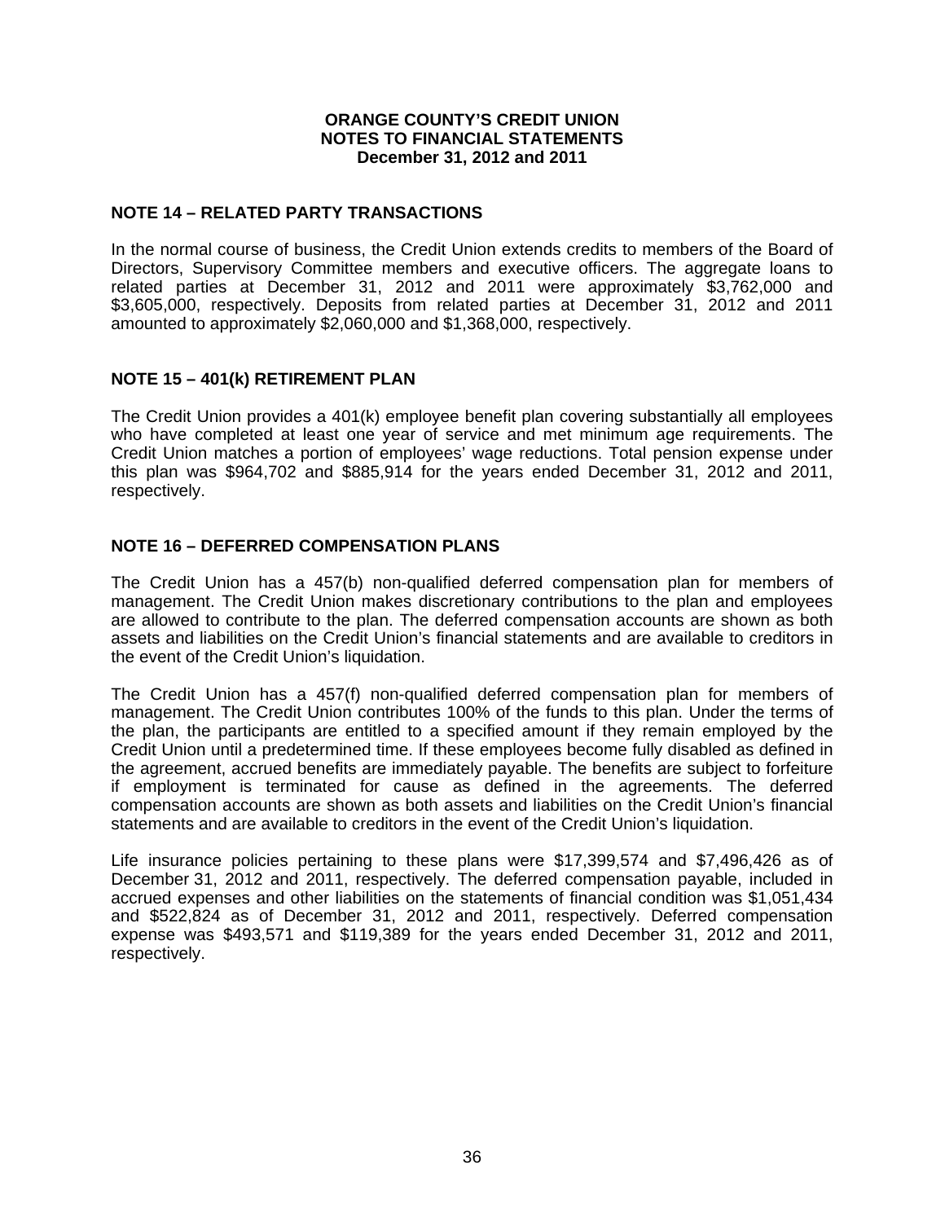**ORANGE COUNTY'S CREDIT UNION**
**NOTES TO FINANCIAL STATEMENTS**
**December 31, 2012 and 2011**

## NOTE 14 – RELATED PARTY TRANSACTIONS

In the normal course of business, the Credit Union extends credits to members of the Board of Directors, Supervisory Committee members and executive officers. The aggregate loans to related parties at December 31, 2012 and 2011 were approximately $3,762,000 and $3,605,000, respectively. Deposits from related parties at December 31, 2012 and 2011 amounted to approximately $2,060,000 and $1,368,000, respectively.

## NOTE 15 – 401(k) RETIREMENT PLAN

The Credit Union provides a 401(k) employee benefit plan covering substantially all employees who have completed at least one year of service and met minimum age requirements. The Credit Union matches a portion of employees' wage reductions. Total pension expense under this plan was $964,702 and $885,914 for the years ended December 31, 2012 and 2011, respectively.

## NOTE 16 – DEFERRED COMPENSATION PLANS

The Credit Union has a 457(b) non-qualified deferred compensation plan for members of management. The Credit Union makes discretionary contributions to the plan and employees are allowed to contribute to the plan. The deferred compensation accounts are shown as both assets and liabilities on the Credit Union's financial statements and are available to creditors in the event of the Credit Union's liquidation.

The Credit Union has a 457(f) non-qualified deferred compensation plan for members of management. The Credit Union contributes 100% of the funds to this plan. Under the terms of the plan, the participants are entitled to a specified amount if they remain employed by the Credit Union until a predetermined time. If these employees become fully disabled as defined in the agreement, accrued benefits are immediately payable. The benefits are subject to forfeiture if employment is terminated for cause as defined in the agreements. The deferred compensation accounts are shown as both assets and liabilities on the Credit Union's financial statements and are available to creditors in the event of the Credit Union's liquidation.

Life insurance policies pertaining to these plans were $17,399,574 and $7,496,426 as of December 31, 2012 and 2011, respectively. The deferred compensation payable, included in accrued expenses and other liabilities on the statements of financial condition was $1,051,434 and $522,824 as of December 31, 2012 and 2011, respectively. Deferred compensation expense was $493,571 and $119,389 for the years ended December 31, 2012 and 2011, respectively.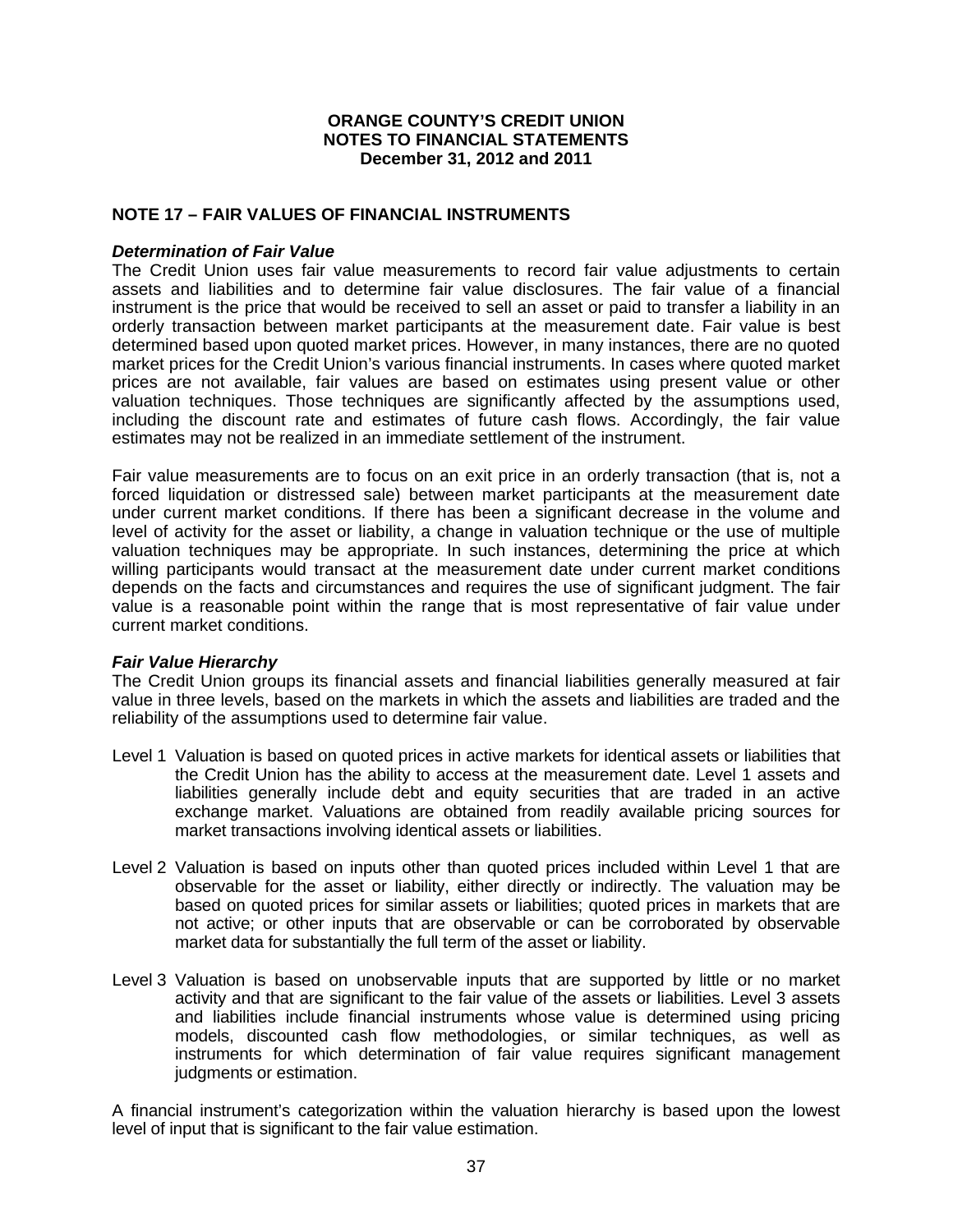## NOTE 17 – FAIR VALUES OF FINANCIAL INSTRUMENTS

***Determination of Fair Value***

The Credit Union uses fair value measurements to record fair value adjustments to certain assets and liabilities and to determine fair value disclosures. The fair value of a financial instrument is the price that would be received to sell an asset or paid to transfer a liability in an orderly transaction between market participants at the measurement date. Fair value is best determined based upon quoted market prices. However, in many instances, there are no quoted market prices for the Credit Union's various financial instruments. In cases where quoted market prices are not available, fair values are based on estimates using present value or other valuation techniques. Those techniques are significantly affected by the assumptions used, including the discount rate and estimates of future cash flows. Accordingly, the fair value estimates may not be realized in an immediate settlement of the instrument.

Fair value measurements are to focus on an exit price in an orderly transaction (that is, not a forced liquidation or distressed sale) between market participants at the measurement date under current market conditions. If there has been a significant decrease in the volume and level of activity for the asset or liability, a change in valuation technique or the use of multiple valuation techniques may be appropriate. In such instances, determining the price at which willing participants would transact at the measurement date under current market conditions depends on the facts and circumstances and requires the use of significant judgment. The fair value is a reasonable point within the range that is most representative of fair value under current market conditions.

***Fair Value Hierarchy***

The Credit Union groups its financial assets and financial liabilities generally measured at fair value in three levels, based on the markets in which the assets and liabilities are traded and the reliability of the assumptions used to determine fair value.

- Level 1 Valuation is based on quoted prices in active markets for identical assets or liabilities that the Credit Union has the ability to access at the measurement date. Level 1 assets and liabilities generally include debt and equity securities that are traded in an active exchange market. Valuations are obtained from readily available pricing sources for market transactions involving identical assets or liabilities.

- Level 2 Valuation is based on inputs other than quoted prices included within Level 1 that are observable for the asset or liability, either directly or indirectly. The valuation may be based on quoted prices for similar assets or liabilities; quoted prices in markets that are not active; or other inputs that are observable or can be corroborated by observable market data for substantially the full term of the asset or liability.

- Level 3 Valuation is based on unobservable inputs that are supported by little or no market activity and that are significant to the fair value of the assets or liabilities. Level 3 assets and liabilities include financial instruments whose value is determined using pricing models, discounted cash flow methodologies, or similar techniques, as well as instruments for which determination of fair value requires significant management judgments or estimation.

A financial instrument's categorization within the valuation hierarchy is based upon the lowest level of input that is significant to the fair value estimation.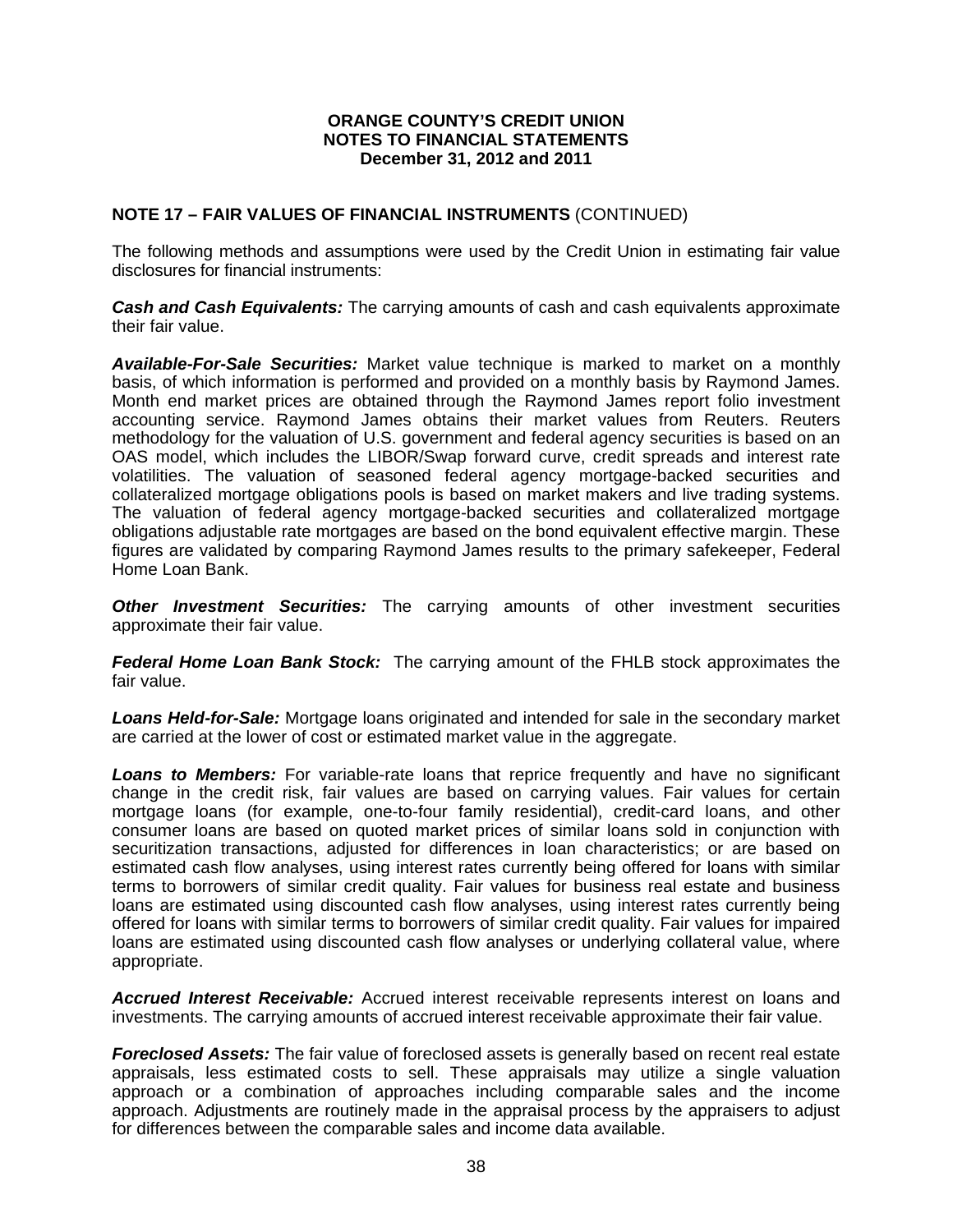## NOTE 17 – FAIR VALUES OF FINANCIAL INSTRUMENTS (CONTINUED)

The following methods and assumptions were used by the Credit Union in estimating fair value disclosures for financial instruments:

***Cash and Cash Equivalents:*** The carrying amounts of cash and cash equivalents approximate their fair value.

***Available-For-Sale Securities:*** Market value technique is marked to market on a monthly basis, of which information is performed and provided on a monthly basis by Raymond James. Month end market prices are obtained through the Raymond James report folio investment accounting service. Raymond James obtains their market values from Reuters. Reuters methodology for the valuation of U.S. government and federal agency securities is based on an OAS model, which includes the LIBOR/Swap forward curve, credit spreads and interest rate volatilities. The valuation of seasoned federal agency mortgage-backed securities and collateralized mortgage obligations pools is based on market makers and live trading systems. The valuation of federal agency mortgage-backed securities and collateralized mortgage obligations adjustable rate mortgages are based on the bond equivalent effective margin. These figures are validated by comparing Raymond James results to the primary safekeeper, Federal Home Loan Bank.

***Other Investment Securities:*** The carrying amounts of other investment securities approximate their fair value.

***Federal Home Loan Bank Stock:*** The carrying amount of the FHLB stock approximates the fair value.

***Loans Held-for-Sale:*** Mortgage loans originated and intended for sale in the secondary market are carried at the lower of cost or estimated market value in the aggregate.

***Loans to Members:*** For variable-rate loans that reprice frequently and have no significant change in the credit risk, fair values are based on carrying values. Fair values for certain mortgage loans (for example, one-to-four family residential), credit-card loans, and other consumer loans are based on quoted market prices of similar loans sold in conjunction with securitization transactions, adjusted for differences in loan characteristics; or are based on estimated cash flow analyses, using interest rates currently being offered for loans with similar terms to borrowers of similar credit quality. Fair values for business real estate and business loans are estimated using discounted cash flow analyses, using interest rates currently being offered for loans with similar terms to borrowers of similar credit quality. Fair values for impaired loans are estimated using discounted cash flow analyses or underlying collateral value, where appropriate.

***Accrued Interest Receivable:*** Accrued interest receivable represents interest on loans and investments. The carrying amounts of accrued interest receivable approximate their fair value.

***Foreclosed Assets:*** The fair value of foreclosed assets is generally based on recent real estate appraisals, less estimated costs to sell. These appraisals may utilize a single valuation approach or a combination of approaches including comparable sales and the income approach. Adjustments are routinely made in the appraisal process by the appraisers to adjust for differences between the comparable sales and income data available.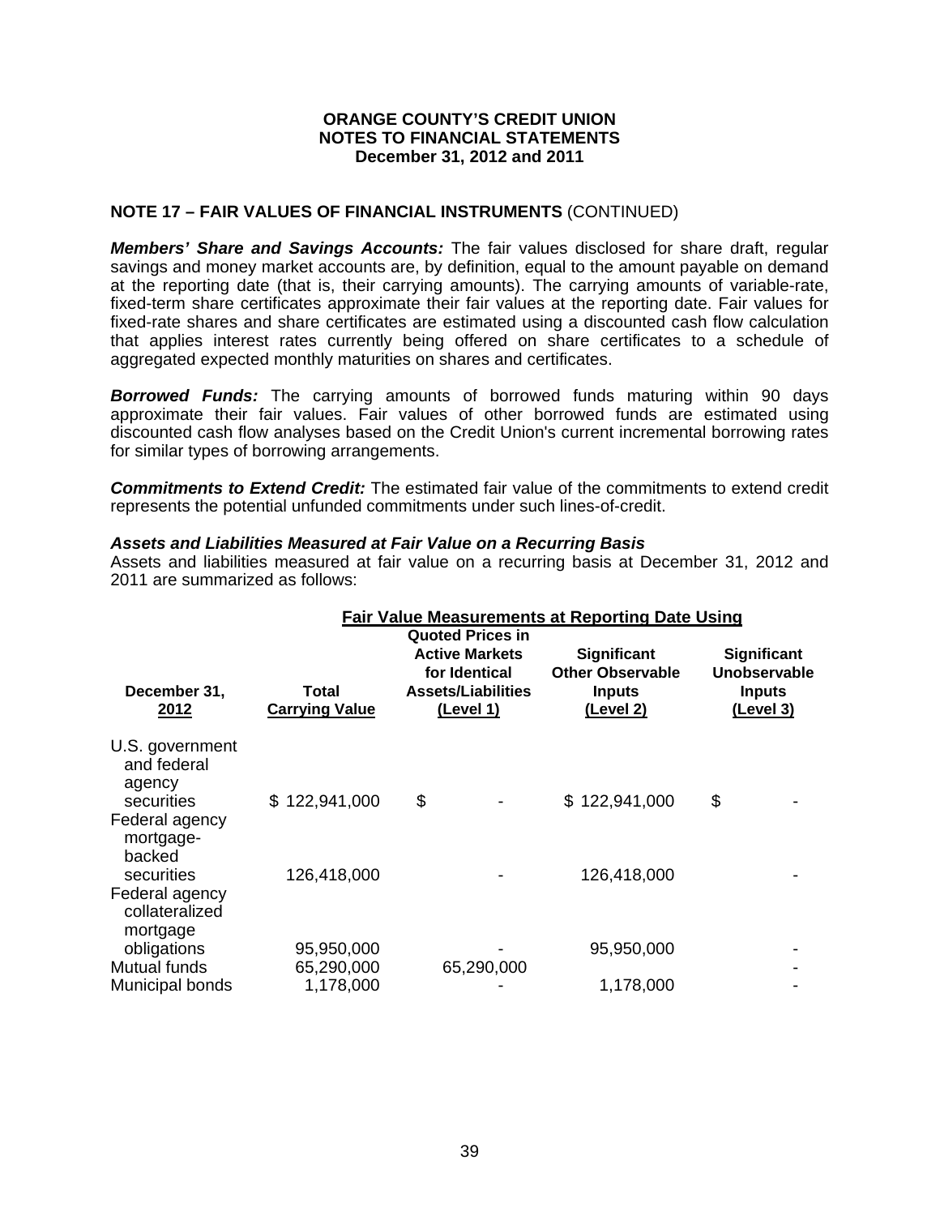**ORANGE COUNTY'S CREDIT UNION**
**NOTES TO FINANCIAL STATEMENTS**
**December 31, 2012 and 2011**

## NOTE 17 – FAIR VALUES OF FINANCIAL INSTRUMENTS (CONTINUED)

***Members' Share and Savings Accounts:*** The fair values disclosed for share draft, regular savings and money market accounts are, by definition, equal to the amount payable on demand at the reporting date (that is, their carrying amounts). The carrying amounts of variable-rate, fixed-term share certificates approximate their fair values at the reporting date. Fair values for fixed-rate shares and share certificates are estimated using a discounted cash flow calculation that applies interest rates currently being offered on share certificates to a schedule of aggregated expected monthly maturities on shares and certificates.

***Borrowed Funds:*** The carrying amounts of borrowed funds maturing within 90 days approximate their fair values. Fair values of other borrowed funds are estimated using discounted cash flow analyses based on the Credit Union's current incremental borrowing rates for similar types of borrowing arrangements.

***Commitments to Extend Credit:*** The estimated fair value of the commitments to extend credit represents the potential unfunded commitments under such lines-of-credit.

### *Assets and Liabilities Measured at Fair Value on a Recurring Basis*

Assets and liabilities measured at fair value on a recurring basis at December 31, 2012 and 2011 are summarized as follows:

| | | Fair Value Measurements at Reporting Date Using | | |
|---|---|---|---|---|
| December 31, 2012 | Total Carrying Value | Quoted Prices in Active Markets for Identical Assets/Liabilities (Level 1) | Significant Other Observable Inputs (Level 2) | Significant Unobservable Inputs (Level 3) |
| U.S. government and federal agency securities | $ 122,941,000 | $ - | $ 122,941,000 | $ - |
| Federal agency mortgage-backed securities | 126,418,000 | - | 126,418,000 | - |
| Federal agency collateralized mortgage obligations | 95,950,000 | - | 95,950,000 | - |
| Mutual funds | 65,290,000 | 65,290,000 | | - |
| Municipal bonds | 1,178,000 | - | 1,178,000 | - |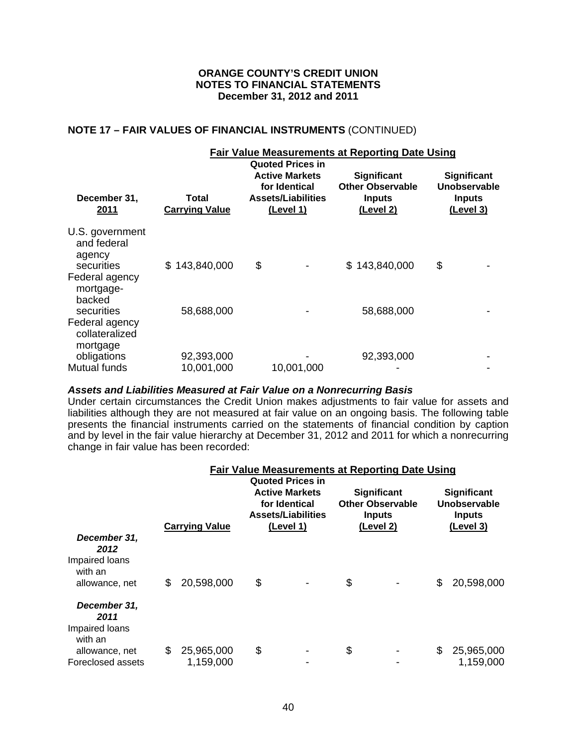**ORANGE COUNTY'S CREDIT UNION**
**NOTES TO FINANCIAL STATEMENTS**
**December 31, 2012 and 2011**

## NOTE 17 – FAIR VALUES OF FINANCIAL INSTRUMENTS (CONTINUED)

| | | Fair Value Measurements at Reporting Date Using | | |
|---|---|---|---|---|
| December 31, 2011 | Total Carrying Value | Quoted Prices in Active Markets for Identical Assets/Liabilities (Level 1) | Significant Other Observable Inputs (Level 2) | Significant Unobservable Inputs (Level 3) |
| U.S. government and federal agency securities | $ 143,840,000 | $ - | $ 143,840,000 | $ - |
| Federal agency mortgage-backed securities | 58,688,000 | - | 58,688,000 | - |
| Federal agency collateralized mortgage obligations | 92,393,000 | - | 92,393,000 | - |
| Mutual funds | 10,001,000 | 10,001,000 | - | - |

***Assets and Liabilities Measured at Fair Value on a Nonrecurring Basis***

Under certain circumstances the Credit Union makes adjustments to fair value for assets and liabilities although they are not measured at fair value on an ongoing basis. The following table presents the financial instruments carried on the statements of financial condition by caption and by level in the fair value hierarchy at December 31, 2012 and 2011 for which a nonrecurring change in fair value has been recorded:

| | | Fair Value Measurements at Reporting Date Using | | |
|---|---|---|---|---|
| | Carrying Value | Quoted Prices in Active Markets for Identical Assets/Liabilities (Level 1) | Significant Other Observable Inputs (Level 2) | Significant Unobservable Inputs (Level 3) |
| ***December 31, 2012*** | | | | |
| Impaired loans with an allowance, net | $ 20,598,000 | $ - | $ - | $ 20,598,000 |
| ***December 31, 2011*** | | | | |
| Impaired loans with an allowance, net | $ 25,965,000 | $ - | $ - | $ 25,965,000 |
| Foreclosed assets | 1,159,000 | - | - | 1,159,000 |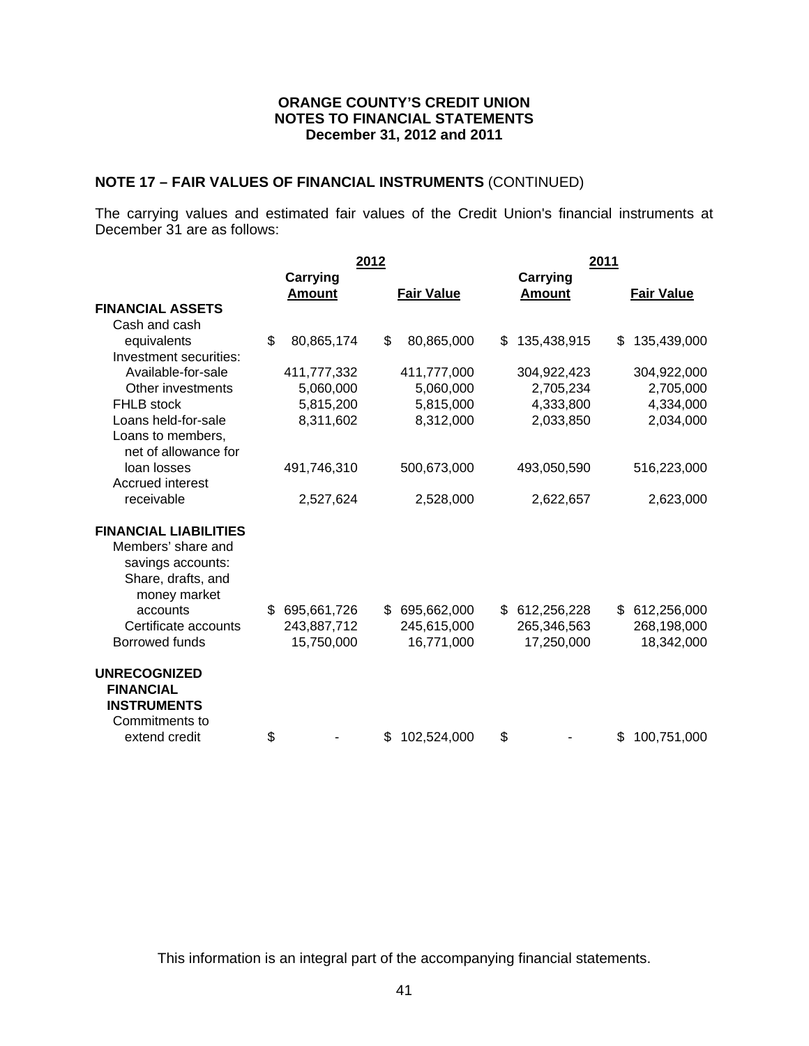**ORANGE COUNTY'S CREDIT UNION**
**NOTES TO FINANCIAL STATEMENTS**
**December 31, 2012 and 2011**

## NOTE 17 – FAIR VALUES OF FINANCIAL INSTRUMENTS (CONTINUED)

The carrying values and estimated fair values of the Credit Union's financial instruments at December 31 are as follows:

| | 2012 | | 2011 | |
|---|---|---|---|---|
| | Carrying Amount | Fair Value | Carrying Amount | Fair Value |
| **FINANCIAL ASSETS** | | | | |
| Cash and cash equivalents | $ 80,865,174 | $ 80,865,000 | $ 135,438,915 | $ 135,439,000 |
| Investment securities: | | | | |
| Available-for-sale | 411,777,332 | 411,777,000 | 304,922,423 | 304,922,000 |
| Other investments | 5,060,000 | 5,060,000 | 2,705,234 | 2,705,000 |
| FHLB stock | 5,815,200 | 5,815,000 | 4,333,800 | 4,334,000 |
| Loans held-for-sale | 8,311,602 | 8,312,000 | 2,033,850 | 2,034,000 |
| Loans to members, net of allowance for loan losses | 491,746,310 | 500,673,000 | 493,050,590 | 516,223,000 |
| Accrued interest receivable | 2,527,624 | 2,528,000 | 2,622,657 | 2,623,000 |
| **FINANCIAL LIABILITIES** | | | | |
| Members' share and savings accounts: | | | | |
| Share, drafts, and money market accounts | $ 695,661,726 | $ 695,662,000 | $ 612,256,228 | $ 612,256,000 |
| Certificate accounts | 243,887,712 | 245,615,000 | 265,346,563 | 268,198,000 |
| Borrowed funds | 15,750,000 | 16,771,000 | 17,250,000 | 18,342,000 |
| **UNRECOGNIZED FINANCIAL INSTRUMENTS** | | | | |
| Commitments to extend credit | $ - | $ 102,524,000 | $ - | $ 100,751,000 |

This information is an integral part of the accompanying financial statements.